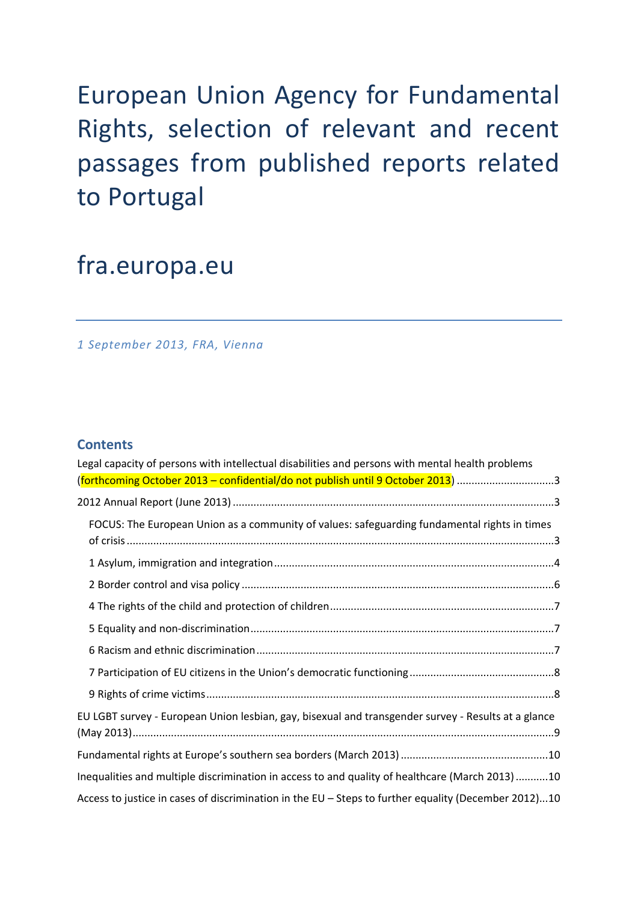# European Union Agency for Fundamental Rights, selection of relevant and recent passages from published reports related to Portugal

## fra.europa.eu

*1 September 2013, FRA, Vienna*

### Contents

Legal capacity of persons with intellectual disabilities and persons with mental health problems (forthcoming October 2013 – confidential/do not publish until 9 October 2013) ................................3

2012 Annual Report (June 2013) ...........................................................................................................3

- FOCUS: The European Union as a community of values: safeguarding fundamental rights in times of crisis ..............................................................................................................................................3
- 1 Asylum, immigration and integration .............................................................................................4
- 2 Border control and visa policy .........................................................................................................6
- 4 The rights of the child and protection of children...........................................................................7
- 5 Equality and non-discrimination......................................................................................................7
- 6 Racism and ethnic discrimination ...................................................................................................7
- 7 Participation of EU citizens in the Union's democratic functioning................................................8
- 9 Rights of crime victims.....................................................................................................................8

EU LGBT survey - European Union lesbian, gay, bisexual and transgender survey - Results at a glance (May 2013)............................................................................................................................................9

Fundamental rights at Europe's southern sea borders (March 2013) .................................................10

Inequalities and multiple discrimination in access to and quality of healthcare (March 2013) ...........10

Access to justice in cases of discrimination in the EU – Steps to further equality (December 2012)...10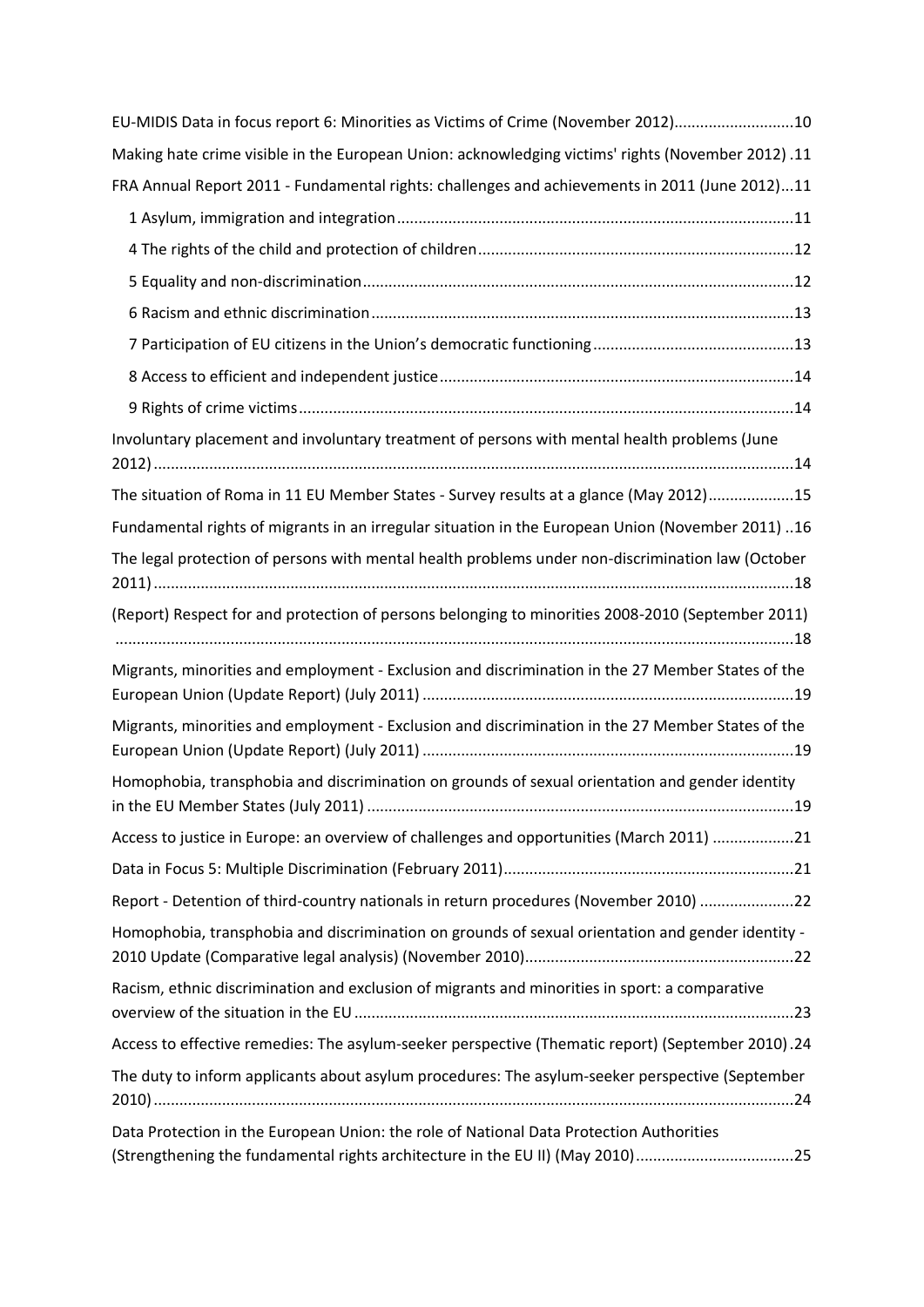EU-MIDIS Data in focus report 6: Minorities as Victims of Crime (November 2012)............................10

Making hate crime visible in the European Union: acknowledging victims' rights (November 2012) .11

FRA Annual Report 2011 - Fundamental rights: challenges and achievements in 2011 (June 2012)...11

- 1 Asylum, immigration and integration............................................................................................11
- 4 The rights of the child and protection of children..........................................................................12
- 5 Equality and non-discrimination....................................................................................................12
- 6 Racism and ethnic discrimination..................................................................................................13
- 7 Participation of EU citizens in the Union's democratic functioning...............................................13
- 8 Access to efficient and independent justice..................................................................................14
- 9 Rights of crime victims...................................................................................................................14

Involuntary placement and involuntary treatment of persons with mental health problems (June 2012).....................................................................................................................................................14

The situation of Roma in 11 EU Member States - Survey results at a glance (May 2012)....................15

Fundamental rights of migrants in an irregular situation in the European Union (November 2011) ..16

The legal protection of persons with mental health problems under non-discrimination law (October 2011).....................................................................................................................................................18

(Report) Respect for and protection of persons belonging to minorities 2008-2010 (September 2011) .............................................................................................................................................................18

Migrants, minorities and employment - Exclusion and discrimination in the 27 Member States of the European Union (Update Report) (July 2011) ......................................................................................19

Migrants, minorities and employment - Exclusion and discrimination in the 27 Member States of the European Union (Update Report) (July 2011) ......................................................................................19

Homophobia, transphobia and discrimination on grounds of sexual orientation and gender identity in the EU Member States (July 2011) ...................................................................................................19

Access to justice in Europe: an overview of challenges and opportunities (March 2011) ...................21

Data in Focus 5: Multiple Discrimination (February 2011)....................................................................21

Report - Detention of third-country nationals in return procedures (November 2010) ......................22

Homophobia, transphobia and discrimination on grounds of sexual orientation and gender identity - 2010 Update (Comparative legal analysis) (November 2010)...............................................................22

Racism, ethnic discrimination and exclusion of migrants and minorities in sport: a comparative overview of the situation in the EU ......................................................................................................23

Access to effective remedies: The asylum-seeker perspective (Thematic report) (September 2010).24

The duty to inform applicants about asylum procedures: The asylum-seeker perspective (September 2010).....................................................................................................................................................24

Data Protection in the European Union: the role of National Data Protection Authorities (Strengthening the fundamental rights architecture in the EU II) (May 2010).....................................25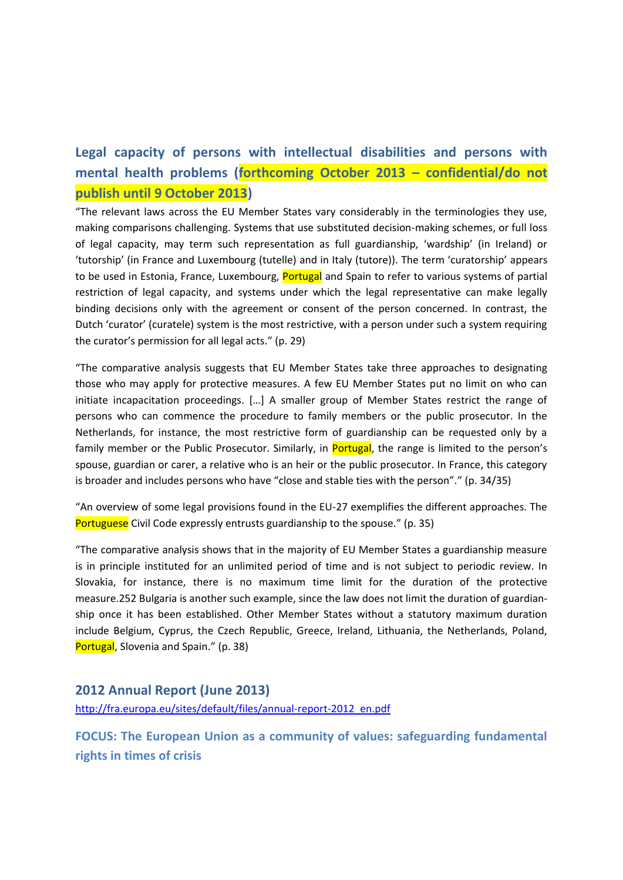## Legal capacity of persons with intellectual disabilities and persons with mental health problems (forthcoming October 2013 – confidential/do not publish until 9 October 2013)

"The relevant laws across the EU Member States vary considerably in the terminologies they use, making comparisons challenging. Systems that use substituted decision-making schemes, or full loss of legal capacity, may term such representation as full guardianship, 'wardship' (in Ireland) or 'tutorship' (in France and Luxembourg (tutelle) and in Italy (tutore)). The term 'curatorship' appears to be used in Estonia, France, Luxembourg, Portugal and Spain to refer to various systems of partial restriction of legal capacity, and systems under which the legal representative can make legally binding decisions only with the agreement or consent of the person concerned. In contrast, the Dutch 'curator' (curatele) system is the most restrictive, with a person under such a system requiring the curator's permission for all legal acts." (p. 29)

"The comparative analysis suggests that EU Member States take three approaches to designating those who may apply for protective measures. A few EU Member States put no limit on who can initiate incapacitation proceedings. […] A smaller group of Member States restrict the range of persons who can commence the procedure to family members or the public prosecutor. In the Netherlands, for instance, the most restrictive form of guardianship can be requested only by a family member or the Public Prosecutor. Similarly, in Portugal, the range is limited to the person's spouse, guardian or carer, a relative who is an heir or the public prosecutor. In France, this category is broader and includes persons who have "close and stable ties with the person"." (p. 34/35)

"An overview of some legal provisions found in the EU-27 exemplifies the different approaches. The Portuguese Civil Code expressly entrusts guardianship to the spouse." (p. 35)

"The comparative analysis shows that in the majority of EU Member States a guardianship measure is in principle instituted for an unlimited period of time and is not subject to periodic review. In Slovakia, for instance, there is no maximum time limit for the duration of the protective measure.252 Bulgaria is another such example, since the law does not limit the duration of guardian-ship once it has been established. Other Member States without a statutory maximum duration include Belgium, Cyprus, the Czech Republic, Greece, Ireland, Lithuania, the Netherlands, Poland, Portugal, Slovenia and Spain." (p. 38)

## 2012 Annual Report (June 2013)

http://fra.europa.eu/sites/default/files/annual-report-2012_en.pdf

### FOCUS: The European Union as a community of values: safeguarding fundamental rights in times of crisis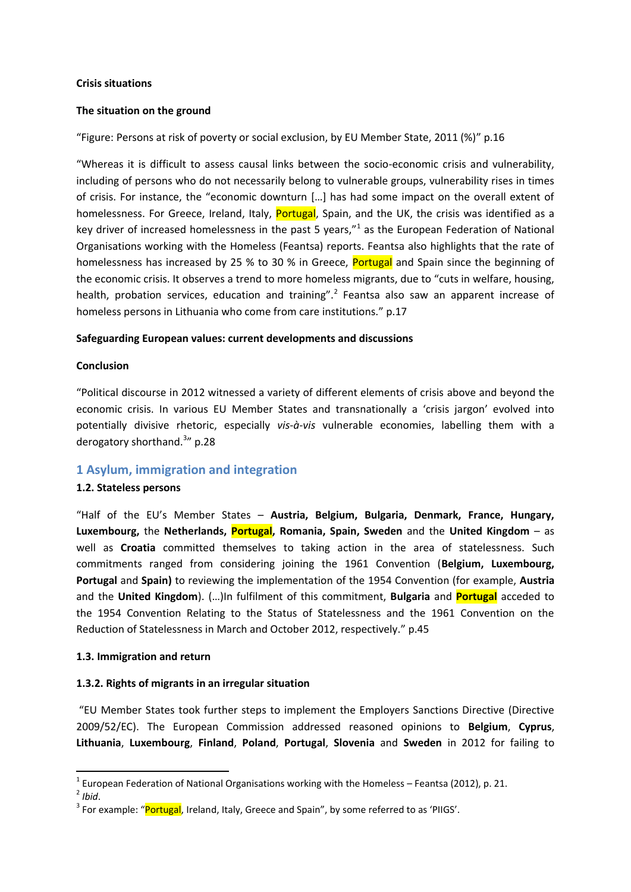**Crisis situations**

**The situation on the ground**

"Figure: Persons at risk of poverty or social exclusion, by EU Member State, 2011 (%)" p.16

"Whereas it is difficult to assess causal links between the socio-economic crisis and vulnerability, including of persons who do not necessarily belong to vulnerable groups, vulnerability rises in times of crisis. For instance, the "economic downturn […] has had some impact on the overall extent of homelessness. For Greece, Ireland, Italy, Portugal, Spain, and the UK, the crisis was identified as a key driver of increased homelessness in the past 5 years,"[1] as the European Federation of National Organisations working with the Homeless (Feantsa) reports. Feantsa also highlights that the rate of homelessness has increased by 25 % to 30 % in Greece, Portugal and Spain since the beginning of the economic crisis. It observes a trend to more homeless migrants, due to "cuts in welfare, housing, health, probation services, education and training".[2] Feantsa also saw an apparent increase of homeless persons in Lithuania who come from care institutions." p.17

**Safeguarding European values: current developments and discussions**

**Conclusion**

"Political discourse in 2012 witnessed a variety of different elements of crisis above and beyond the economic crisis. In various EU Member States and transnationally a 'crisis jargon' evolved into potentially divisive rhetoric, especially *vis-à-vis* vulnerable economies, labelling them with a derogatory shorthand.[3]" p.28

## 1 Asylum, immigration and integration

### 1.2. Stateless persons

"Half of the EU's Member States – **Austria, Belgium, Bulgaria, Denmark, France, Hungary, Luxembourg,** the **Netherlands, Portugal, Romania, Spain, Sweden** and the **United Kingdom** – as well as **Croatia** committed themselves to taking action in the area of statelessness. Such commitments ranged from considering joining the 1961 Convention (**Belgium, Luxembourg, Portugal** and **Spain)** to reviewing the implementation of the 1954 Convention (for example, **Austria** and the **United Kingdom**). (…)In fulfilment of this commitment, **Bulgaria** and **Portugal** acceded to the 1954 Convention Relating to the Status of Statelessness and the 1961 Convention on the Reduction of Statelessness in March and October 2012, respectively." p.45

### 1.3. Immigration and return

#### 1.3.2. Rights of migrants in an irregular situation

"EU Member States took further steps to implement the Employers Sanctions Directive (Directive 2009/52/EC). The European Commission addressed reasoned opinions to **Belgium**, **Cyprus**, **Lithuania**, **Luxembourg**, **Finland**, **Poland**, **Portugal**, **Slovenia** and **Sweden** in 2012 for failing to

---

[1] European Federation of National Organisations working with the Homeless – Feantsa (2012), p. 21.

[2] *Ibid*.

[3] For example: "Portugal, Ireland, Italy, Greece and Spain", by some referred to as 'PIIGS'.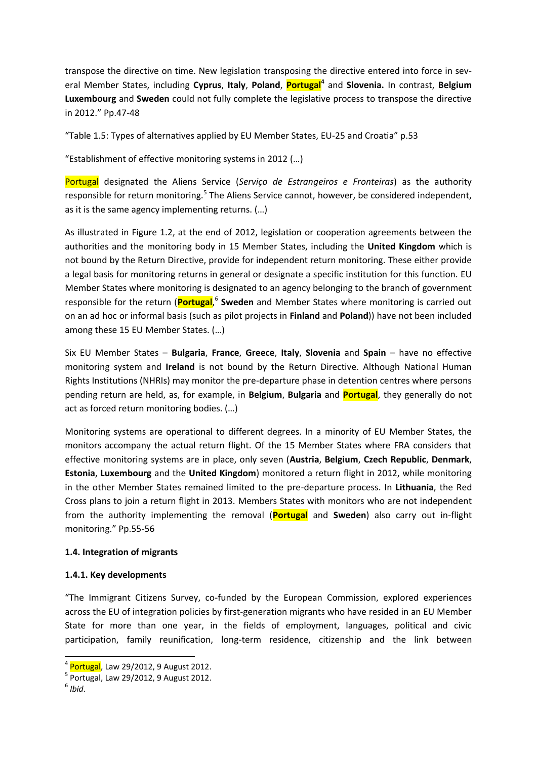transpose the directive on time. New legislation transposing the directive entered into force in several Member States, including **Cyprus**, **Italy**, **Poland**, **Portugal**[4] and **Slovenia.** In contrast, **Belgium Luxembourg** and **Sweden** could not fully complete the legislative process to transpose the directive in 2012." Pp.47-48

"Table 1.5: Types of alternatives applied by EU Member States, EU-25 and Croatia" p.53

"Establishment of effective monitoring systems in 2012 (…)

Portugal designated the Aliens Service (*Serviço de Estrangeiros e Fronteiras*) as the authority responsible for return monitoring.[5] The Aliens Service cannot, however, be considered independent, as it is the same agency implementing returns. (…)

As illustrated in Figure 1.2, at the end of 2012, legislation or cooperation agreements between the authorities and the monitoring body in 15 Member States, including the **United Kingdom** which is not bound by the Return Directive, provide for independent return monitoring. These either provide a legal basis for monitoring returns in general or designate a specific institution for this function. EU Member States where monitoring is designated to an agency belonging to the branch of government responsible for the return (**Portugal**,[6] **Sweden** and Member States where monitoring is carried out on an ad hoc or informal basis (such as pilot projects in **Finland** and **Poland**)) have not been included among these 15 EU Member States. (…)

Six EU Member States – **Bulgaria**, **France**, **Greece**, **Italy**, **Slovenia** and **Spain** – have no effective monitoring system and **Ireland** is not bound by the Return Directive. Although National Human Rights Institutions (NHRIs) may monitor the pre-departure phase in detention centres where persons pending return are held, as, for example, in **Belgium**, **Bulgaria** and **Portugal**, they generally do not act as forced return monitoring bodies. (…)

Monitoring systems are operational to different degrees. In a minority of EU Member States, the monitors accompany the actual return flight. Of the 15 Member States where FRA considers that effective monitoring systems are in place, only seven (**Austria**, **Belgium**, **Czech Republic**, **Denmark**, **Estonia**, **Luxembourg** and the **United Kingdom**) monitored a return flight in 2012, while monitoring in the other Member States remained limited to the pre-departure process. In **Lithuania**, the Red Cross plans to join a return flight in 2013. Members States with monitors who are not independent from the authority implementing the removal (**Portugal** and **Sweden**) also carry out in-flight monitoring." Pp.55-56

### 1.4. Integration of migrants

#### 1.4.1. Key developments

"The Immigrant Citizens Survey, co-funded by the European Commission, explored experiences across the EU of integration policies by first-generation migrants who have resided in an EU Member State for more than one year, in the fields of employment, languages, political and civic participation, family reunification, long-term residence, citizenship and the link between

[4] Portugal, Law 29/2012, 9 August 2012.

[5] Portugal, Law 29/2012, 9 August 2012.

[6] *Ibid*.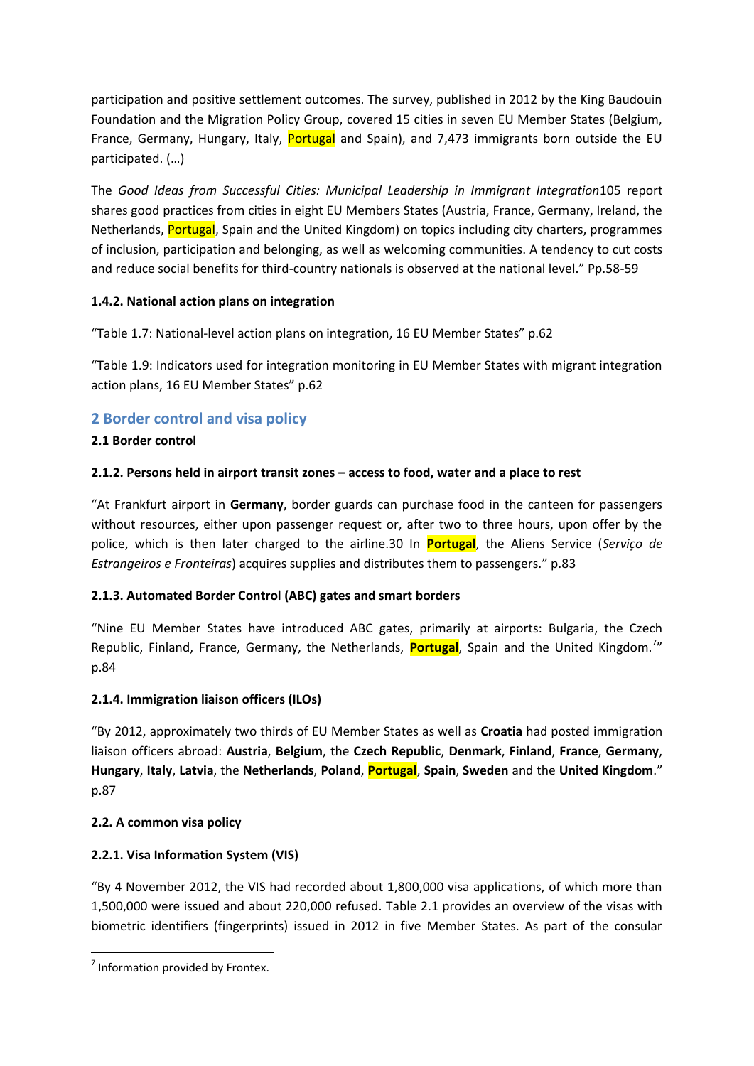participation and positive settlement outcomes. The survey, published in 2012 by the King Baudouin Foundation and the Migration Policy Group, covered 15 cities in seven EU Member States (Belgium, France, Germany, Hungary, Italy, Portugal and Spain), and 7,473 immigrants born outside the EU participated. (…)

The *Good Ideas from Successful Cities: Municipal Leadership in Immigrant Integration*105 report shares good practices from cities in eight EU Members States (Austria, France, Germany, Ireland, the Netherlands, Portugal, Spain and the United Kingdom) on topics including city charters, programmes of inclusion, participation and belonging, as well as welcoming communities. A tendency to cut costs and reduce social benefits for third-country nationals is observed at the national level." Pp.58-59

**1.4.2. National action plans on integration**

"Table 1.7: National-level action plans on integration, 16 EU Member States" p.62

"Table 1.9: Indicators used for integration monitoring in EU Member States with migrant integration action plans, 16 EU Member States" p.62

## 2 Border control and visa policy

### 2.1 Border control

**2.1.2. Persons held in airport transit zones – access to food, water and a place to rest**

"At Frankfurt airport in **Germany**, border guards can purchase food in the canteen for passengers without resources, either upon passenger request or, after two to three hours, upon offer by the police, which is then later charged to the airline.30 In **Portugal**, the Aliens Service (*Serviço de Estrangeiros e Fronteiras*) acquires supplies and distributes them to passengers." p.83

**2.1.3. Automated Border Control (ABC) gates and smart borders**

"Nine EU Member States have introduced ABC gates, primarily at airports: Bulgaria, the Czech Republic, Finland, France, Germany, the Netherlands, **Portugal**, Spain and the United Kingdom.[7]" p.84

**2.1.4. Immigration liaison officers (ILOs)**

"By 2012, approximately two thirds of EU Member States as well as **Croatia** had posted immigration liaison officers abroad: **Austria**, **Belgium**, the **Czech Republic**, **Denmark**, **Finland**, **France**, **Germany**, **Hungary**, **Italy**, **Latvia**, the **Netherlands**, **Poland**, **Portugal**, **Spain**, **Sweden** and the **United Kingdom**." p.87

**2.2. A common visa policy**

**2.2.1. Visa Information System (VIS)**

"By 4 November 2012, the VIS had recorded about 1,800,000 visa applications, of which more than 1,500,000 were issued and about 220,000 refused. Table 2.1 provides an overview of the visas with biometric identifiers (fingerprints) issued in 2012 in five Member States. As part of the consular

[7] Information provided by Frontex.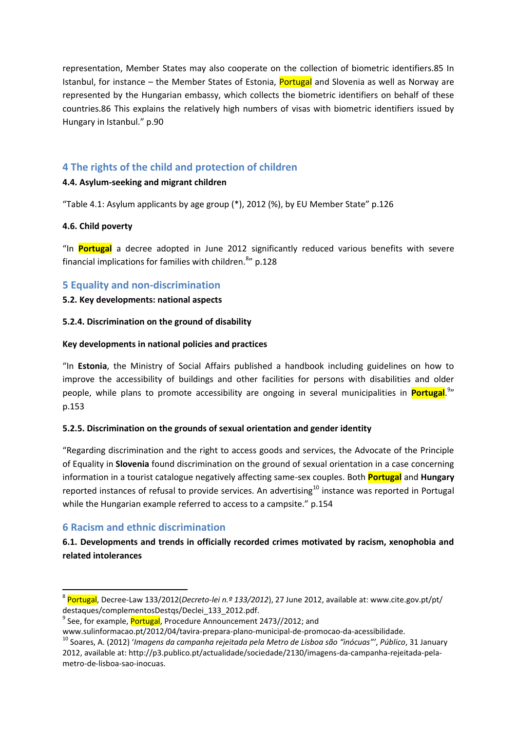representation, Member States may also cooperate on the collection of biometric identifiers.85 In Istanbul, for instance – the Member States of Estonia, Portugal and Slovenia as well as Norway are represented by the Hungarian embassy, which collects the biometric identifiers on behalf of these countries.86 This explains the relatively high numbers of visas with biometric identifiers issued by Hungary in Istanbul." p.90

## 4 The rights of the child and protection of children

#### 4.4. Asylum-seeking and migrant children

"Table 4.1: Asylum applicants by age group (*), 2012 (%), by EU Member State" p.126

#### 4.6. Child poverty

"In **Portugal** a decree adopted in June 2012 significantly reduced various benefits with severe financial implications for families with children.[8]" p.128

## 5 Equality and non-discrimination

#### 5.2. Key developments: national aspects

#### 5.2.4. Discrimination on the ground of disability

#### Key developments in national policies and practices

"In **Estonia**, the Ministry of Social Affairs published a handbook including guidelines on how to improve the accessibility of buildings and other facilities for persons with disabilities and older people, while plans to promote accessibility are ongoing in several municipalities in **Portugal**.[9]" p.153

#### 5.2.5. Discrimination on the grounds of sexual orientation and gender identity

"Regarding discrimination and the right to access goods and services, the Advocate of the Principle of Equality in **Slovenia** found discrimination on the ground of sexual orientation in a case concerning information in a tourist catalogue negatively affecting same-sex couples. Both **Portugal** and **Hungary** reported instances of refusal to provide services. An advertising[10] instance was reported in Portugal while the Hungarian example referred to access to a campsite." p.154

## 6 Racism and ethnic discrimination

#### 6.1. Developments and trends in officially recorded crimes motivated by racism, xenophobia and related intolerances

---

[8] Portugal, Decree-Law 133/2012(*Decreto-lei n.º 133/2012*), 27 June 2012, available at: www.cite.gov.pt/pt/destaques/complementosDestqs/Declei_133_2012.pdf.

[9] See, for example, Portugal, Procedure Announcement 2473//2012; and www.sulinformacao.pt/2012/04/tavira-prepara-plano-municipal-de-promocao-da-acessibilidade.

[10] Soares, A. (2012) '*Imagens da campanha rejeitada pela Metro de Lisboa são "inócuas"*', *Público*, 31 January 2012, available at: http://p3.publico.pt/actualidade/sociedade/2130/imagens-da-campanha-rejeitada-pela-metro-de-lisboa-sao-inocuas.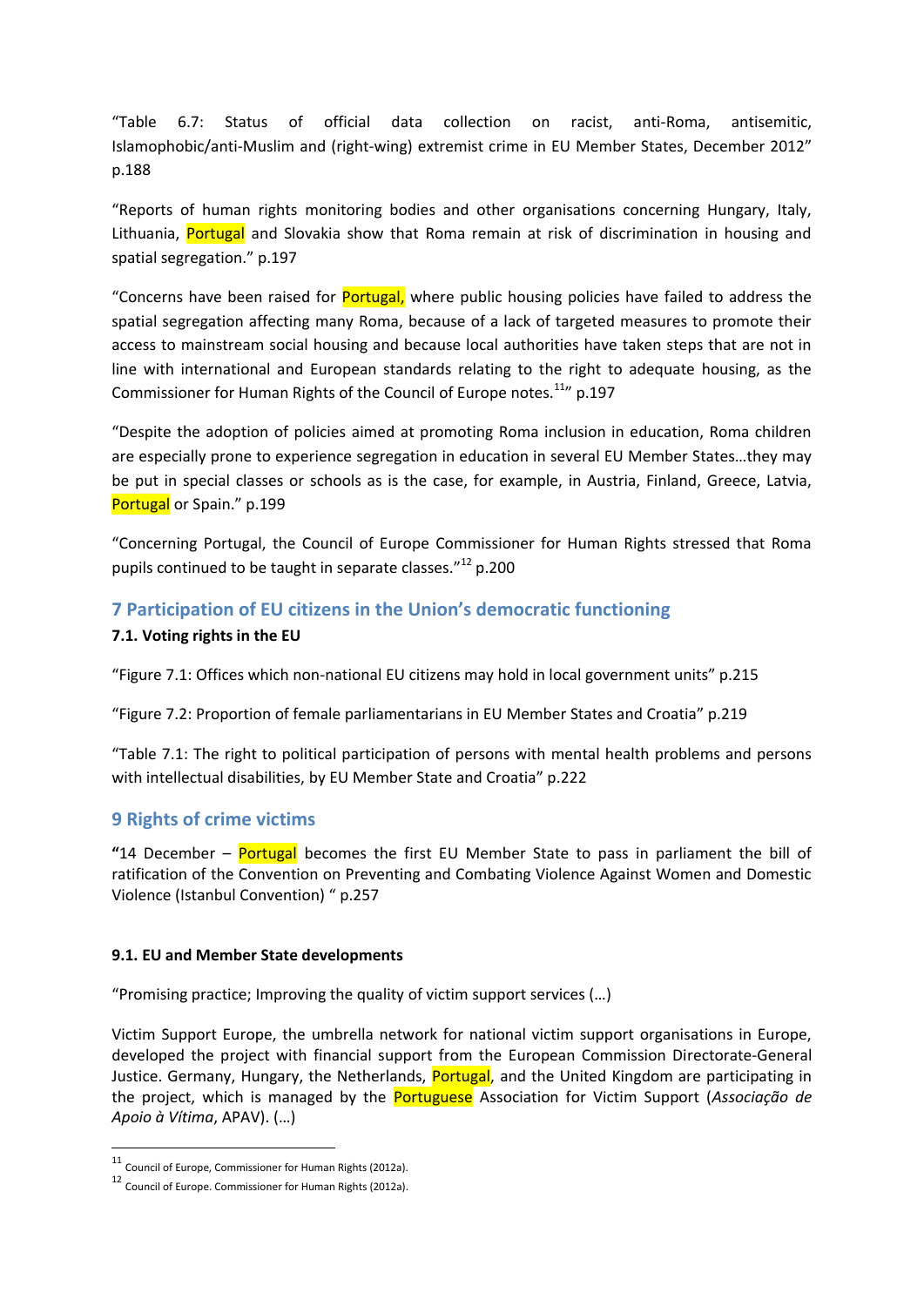"Table 6.7: Status of official data collection on racist, anti-Roma, antisemitic, Islamophobic/anti-Muslim and (right-wing) extremist crime in EU Member States, December 2012" p.188

"Reports of human rights monitoring bodies and other organisations concerning Hungary, Italy, Lithuania, Portugal and Slovakia show that Roma remain at risk of discrimination in housing and spatial segregation." p.197

"Concerns have been raised for Portugal, where public housing policies have failed to address the spatial segregation affecting many Roma, because of a lack of targeted measures to promote their access to mainstream social housing and because local authorities have taken steps that are not in line with international and European standards relating to the right to adequate housing, as the Commissioner for Human Rights of the Council of Europe notes.[11]" p.197

"Despite the adoption of policies aimed at promoting Roma inclusion in education, Roma children are especially prone to experience segregation in education in several EU Member States…they may be put in special classes or schools as is the case, for example, in Austria, Finland, Greece, Latvia, Portugal or Spain." p.199

"Concerning Portugal, the Council of Europe Commissioner for Human Rights stressed that Roma pupils continued to be taught in separate classes."[12] p.200

## 7 Participation of EU citizens in the Union's democratic functioning

### 7.1. Voting rights in the EU

"Figure 7.1: Offices which non-national EU citizens may hold in local government units" p.215

"Figure 7.2: Proportion of female parliamentarians in EU Member States and Croatia" p.219

"Table 7.1: The right to political participation of persons with mental health problems and persons with intellectual disabilities, by EU Member State and Croatia" p.222

## 9 Rights of crime victims

**"**14 December – Portugal becomes the first EU Member State to pass in parliament the bill of ratification of the Convention on Preventing and Combating Violence Against Women and Domestic Violence (Istanbul Convention) " p.257

### 9.1. EU and Member State developments

"Promising practice; Improving the quality of victim support services (…)

Victim Support Europe, the umbrella network for national victim support organisations in Europe, developed the project with financial support from the European Commission Directorate-General Justice. Germany, Hungary, the Netherlands, Portugal, and the United Kingdom are participating in the project, which is managed by the Portuguese Association for Victim Support (*Associação de Apoio à Vítima*, APAV). (…)

[11] Council of Europe, Commissioner for Human Rights (2012a).

[12] Council of Europe. Commissioner for Human Rights (2012a).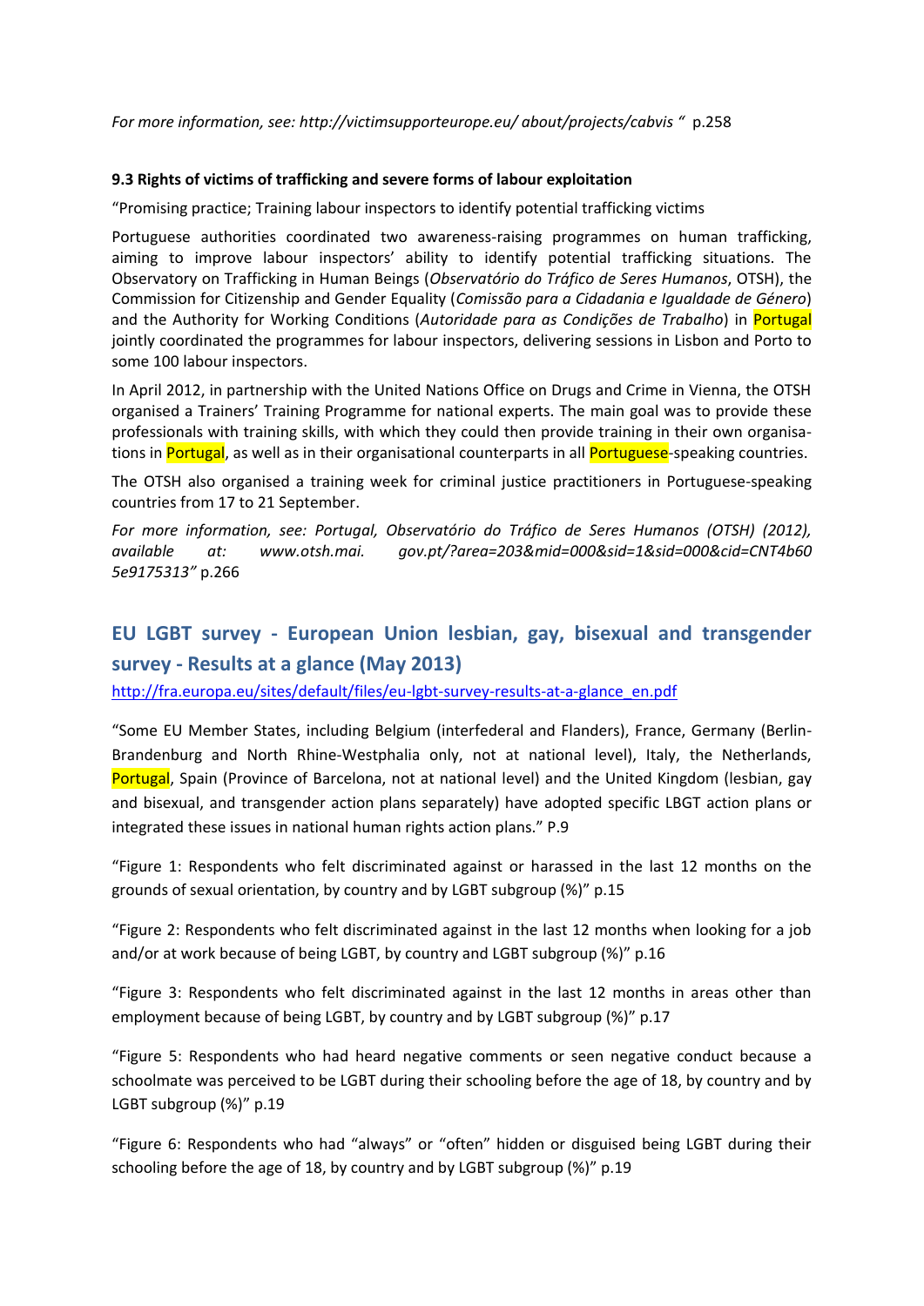*For more information, see: http://victimsupporteurope.eu/ about/projects/cabvis "* p.258

**9.3 Rights of victims of trafficking and severe forms of labour exploitation**

"Promising practice; Training labour inspectors to identify potential trafficking victims

Portuguese authorities coordinated two awareness-raising programmes on human trafficking, aiming to improve labour inspectors' ability to identify potential trafficking situations. The Observatory on Trafficking in Human Beings (*Observatório do Tráfico de Seres Humanos*, OTSH), the Commission for Citizenship and Gender Equality (*Comissão para a Cidadania e Igualdade de Género*) and the Authority for Working Conditions (*Autoridade para as Condições de Trabalho*) in Portugal jointly coordinated the programmes for labour inspectors, delivering sessions in Lisbon and Porto to some 100 labour inspectors.

In April 2012, in partnership with the United Nations Office on Drugs and Crime in Vienna, the OTSH organised a Trainers' Training Programme for national experts. The main goal was to provide these professionals with training skills, with which they could then provide training in their own organisations in Portugal, as well as in their organisational counterparts in all Portuguese-speaking countries.

The OTSH also organised a training week for criminal justice practitioners in Portuguese-speaking countries from 17 to 21 September.

*For more information, see: Portugal, Observatório do Tráfico de Seres Humanos (OTSH) (2012), available at: www.otsh.mai. gov.pt/?area=203&mid=000&sid=1&sid=000&cid=CNT4b60 5e9175313"* p.266

## EU LGBT survey - European Union lesbian, gay, bisexual and transgender survey - Results at a glance (May 2013)

http://fra.europa.eu/sites/default/files/eu-lgbt-survey-results-at-a-glance_en.pdf

"Some EU Member States, including Belgium (interfederal and Flanders), France, Germany (Berlin-Brandenburg and North Rhine-Westphalia only, not at national level), Italy, the Netherlands, Portugal, Spain (Province of Barcelona, not at national level) and the United Kingdom (lesbian, gay and bisexual, and transgender action plans separately) have adopted specific LBGT action plans or integrated these issues in national human rights action plans." P.9

"Figure 1: Respondents who felt discriminated against or harassed in the last 12 months on the grounds of sexual orientation, by country and by LGBT subgroup (%)" p.15

"Figure 2: Respondents who felt discriminated against in the last 12 months when looking for a job and/or at work because of being LGBT, by country and LGBT subgroup (%)" p.16

"Figure 3: Respondents who felt discriminated against in the last 12 months in areas other than employment because of being LGBT, by country and by LGBT subgroup (%)" p.17

"Figure 5: Respondents who had heard negative comments or seen negative conduct because a schoolmate was perceived to be LGBT during their schooling before the age of 18, by country and by LGBT subgroup (%)" p.19

"Figure 6: Respondents who had "always" or "often" hidden or disguised being LGBT during their schooling before the age of 18, by country and by LGBT subgroup (%)" p.19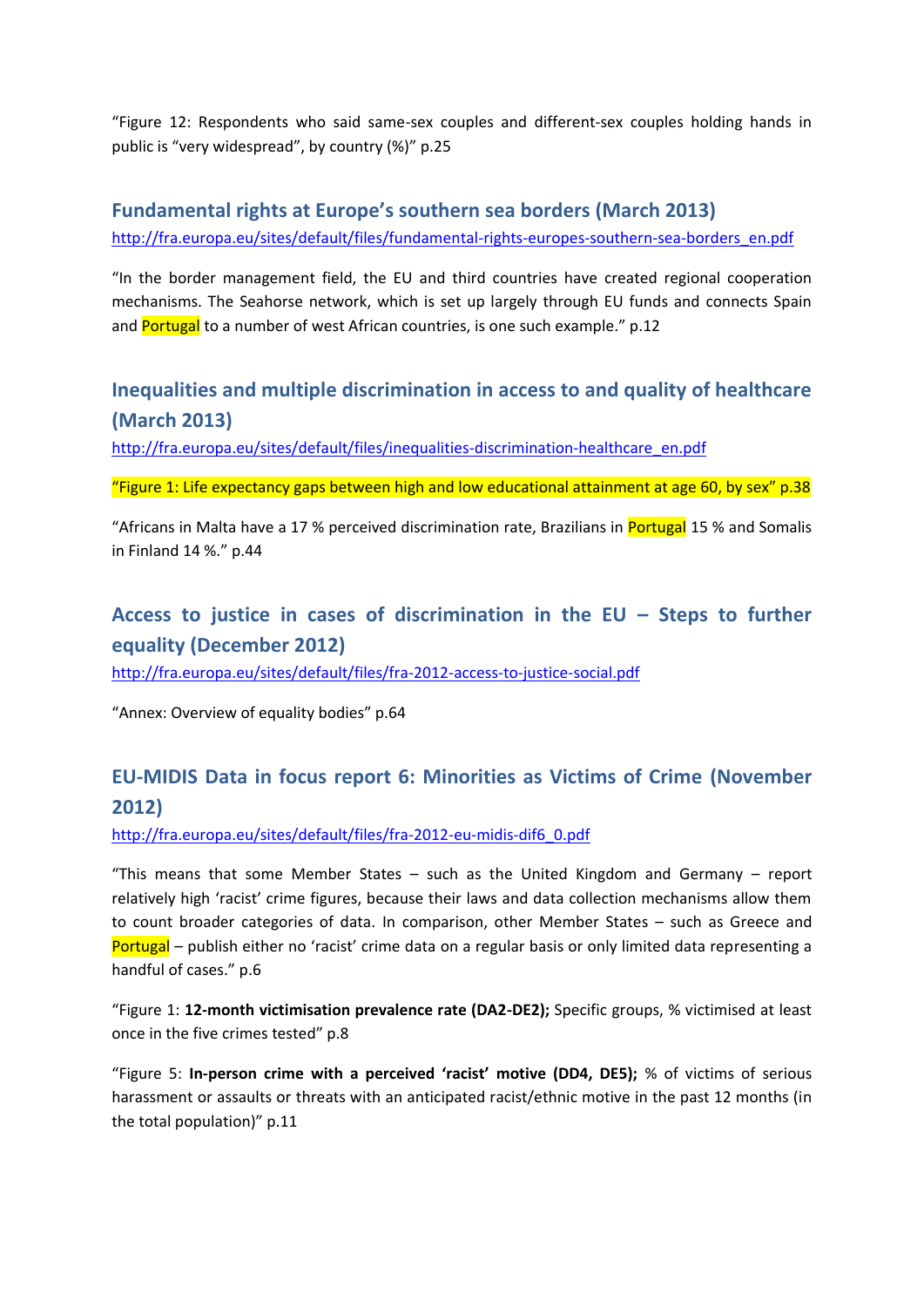“Figure 12: Respondents who said same-sex couples and different-sex couples holding hands in public is “very widespread”, by country (%)” p.25

## Fundamental rights at Europe’s southern sea borders (March 2013)

http://fra.europa.eu/sites/default/files/fundamental-rights-europes-southern-sea-borders_en.pdf

“In the border management field, the EU and third countries have created regional cooperation mechanisms. The Seahorse network, which is set up largely through EU funds and connects Spain and Portugal to a number of west African countries, is one such example.” p.12

## Inequalities and multiple discrimination in access to and quality of healthcare (March 2013)

http://fra.europa.eu/sites/default/files/inequalities-discrimination-healthcare_en.pdf

“Figure 1: Life expectancy gaps between high and low educational attainment at age 60, by sex” p.38

“Africans in Malta have a 17 % perceived discrimination rate, Brazilians in Portugal 15 % and Somalis in Finland 14 %.” p.44

## Access to justice in cases of discrimination in the EU – Steps to further equality (December 2012)

http://fra.europa.eu/sites/default/files/fra-2012-access-to-justice-social.pdf

“Annex: Overview of equality bodies” p.64

## EU-MIDIS Data in focus report 6: Minorities as Victims of Crime (November 2012)

http://fra.europa.eu/sites/default/files/fra-2012-eu-midis-dif6_0.pdf

“This means that some Member States – such as the United Kingdom and Germany – report relatively high ‘racist’ crime figures, because their laws and data collection mechanisms allow them to count broader categories of data. In comparison, other Member States – such as Greece and Portugal – publish either no ‘racist’ crime data on a regular basis or only limited data representing a handful of cases.” p.6

“Figure 1: **12-month victimisation prevalence rate (DA2-DE2);** Specific groups, % victimised at least once in the five crimes tested” p.8

“Figure 5: **In-person crime with a perceived ‘racist’ motive (DD4, DE5);** % of victims of serious harassment or assaults or threats with an anticipated racist/ethnic motive in the past 12 months (in the total population)” p.11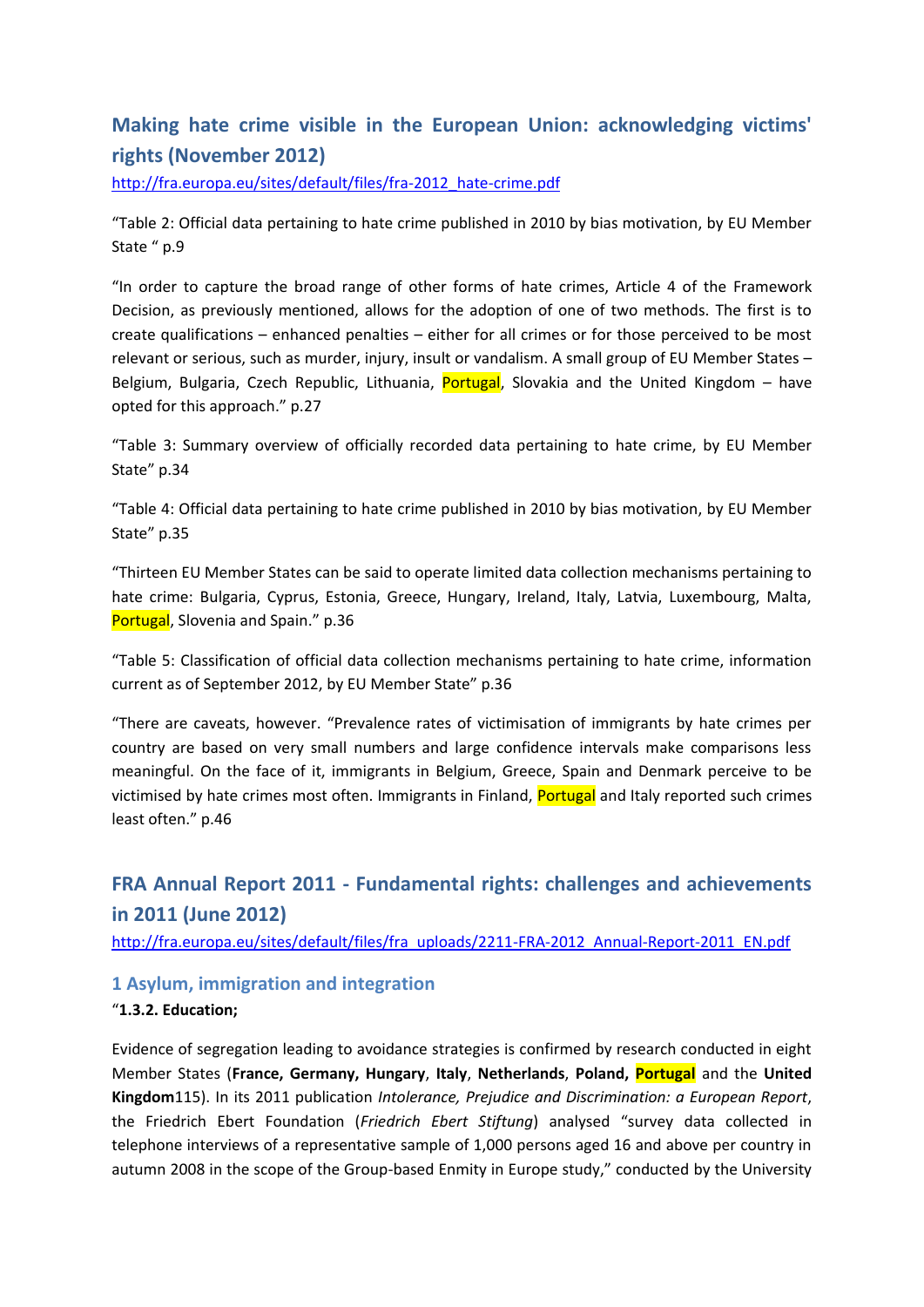## Making hate crime visible in the European Union: acknowledging victims' rights (November 2012)

http://fra.europa.eu/sites/default/files/fra-2012_hate-crime.pdf

"Table 2: Official data pertaining to hate crime published in 2010 by bias motivation, by EU Member State " p.9

"In order to capture the broad range of other forms of hate crimes, Article 4 of the Framework Decision, as previously mentioned, allows for the adoption of one of two methods. The first is to create qualifications – enhanced penalties – either for all crimes or for those perceived to be most relevant or serious, such as murder, injury, insult or vandalism. A small group of EU Member States – Belgium, Bulgaria, Czech Republic, Lithuania, Portugal, Slovakia and the United Kingdom – have opted for this approach." p.27

"Table 3: Summary overview of officially recorded data pertaining to hate crime, by EU Member State" p.34

"Table 4: Official data pertaining to hate crime published in 2010 by bias motivation, by EU Member State" p.35

"Thirteen EU Member States can be said to operate limited data collection mechanisms pertaining to hate crime: Bulgaria, Cyprus, Estonia, Greece, Hungary, Ireland, Italy, Latvia, Luxembourg, Malta, Portugal, Slovenia and Spain." p.36

"Table 5: Classification of official data collection mechanisms pertaining to hate crime, information current as of September 2012, by EU Member State" p.36

"There are caveats, however. "Prevalence rates of victimisation of immigrants by hate crimes per country are based on very small numbers and large confidence intervals make comparisons less meaningful. On the face of it, immigrants in Belgium, Greece, Spain and Denmark perceive to be victimised by hate crimes most often. Immigrants in Finland, Portugal and Italy reported such crimes least often." p.46

## FRA Annual Report 2011 - Fundamental rights: challenges and achievements in 2011 (June 2012)

http://fra.europa.eu/sites/default/files/fra_uploads/2211-FRA-2012_Annual-Report-2011_EN.pdf

### 1 Asylum, immigration and integration

"**1.3.2. Education;**

Evidence of segregation leading to avoidance strategies is confirmed by research conducted in eight Member States (**France, Germany, Hungary**, **Italy**, **Netherlands**, **Poland, Portugal** and the **United Kingdom**115). In its 2011 publication *Intolerance, Prejudice and Discrimination: a European Report*, the Friedrich Ebert Foundation (*Friedrich Ebert Stiftung*) analysed "survey data collected in telephone interviews of a representative sample of 1,000 persons aged 16 and above per country in autumn 2008 in the scope of the Group-based Enmity in Europe study," conducted by the University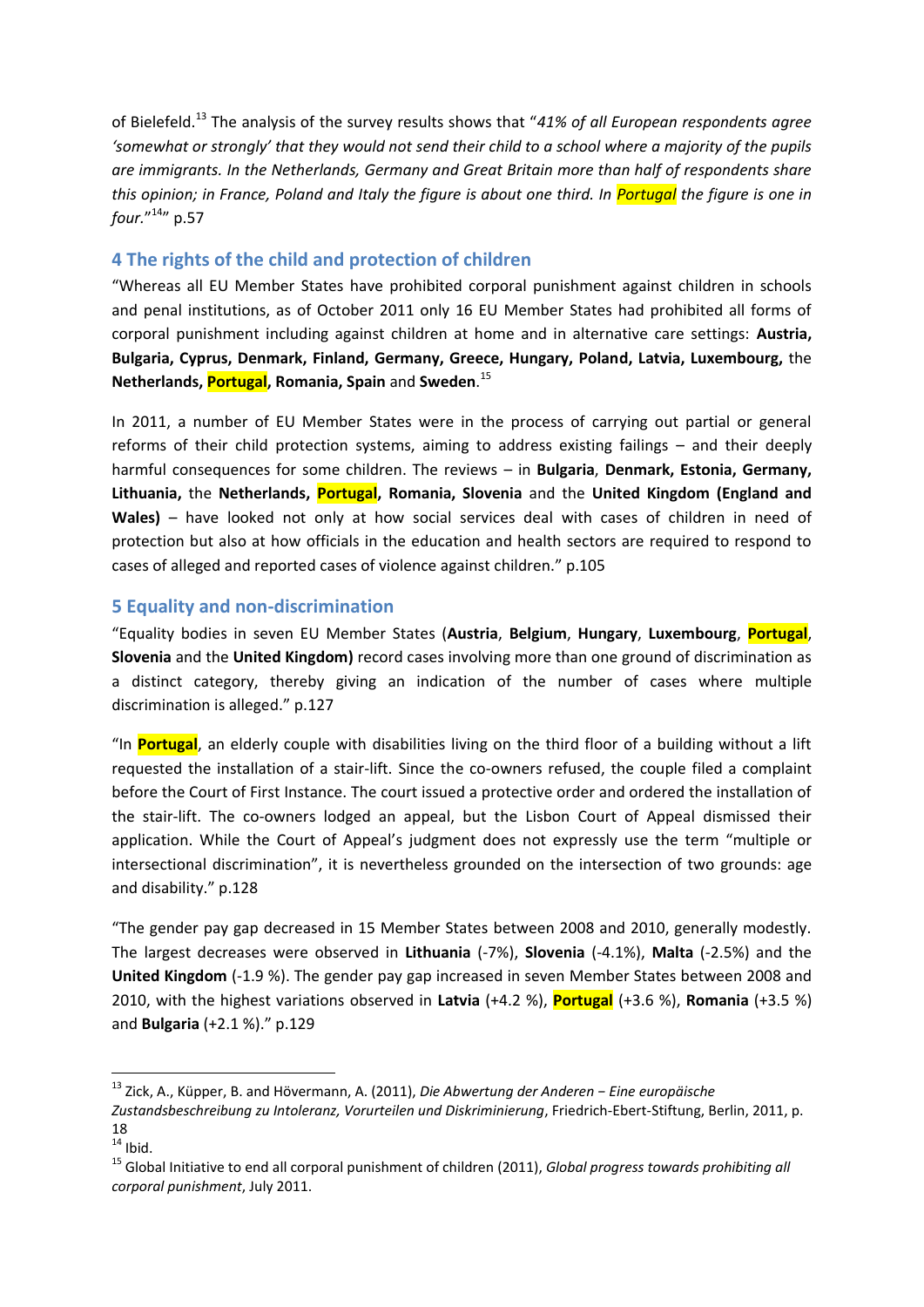of Bielefeld.[13] The analysis of the survey results shows that "*41% of all European respondents agree 'somewhat or strongly' that they would not send their child to a school where a majority of the pupils are immigrants. In the Netherlands, Germany and Great Britain more than half of respondents share this opinion; in France, Poland and Italy the figure is about one third. In Portugal the figure is one in four.*"[14]" p.57

## 4 The rights of the child and protection of children

"Whereas all EU Member States have prohibited corporal punishment against children in schools and penal institutions, as of October 2011 only 16 EU Member States had prohibited all forms of corporal punishment including against children at home and in alternative care settings: **Austria, Bulgaria, Cyprus, Denmark, Finland, Germany, Greece, Hungary, Poland, Latvia, Luxembourg,** the **Netherlands, Portugal, Romania, Spain** and **Sweden**.[15]

In 2011, a number of EU Member States were in the process of carrying out partial or general reforms of their child protection systems, aiming to address existing failings – and their deeply harmful consequences for some children. The reviews – in **Bulgaria**, **Denmark, Estonia, Germany, Lithuania,** the **Netherlands, Portugal, Romania, Slovenia** and the **United Kingdom (England and Wales)** – have looked not only at how social services deal with cases of children in need of protection but also at how officials in the education and health sectors are required to respond to cases of alleged and reported cases of violence against children." p.105

## 5 Equality and non-discrimination

"Equality bodies in seven EU Member States (**Austria**, **Belgium**, **Hungary**, **Luxembourg**, **Portugal**, **Slovenia** and the **United Kingdom)** record cases involving more than one ground of discrimination as a distinct category, thereby giving an indication of the number of cases where multiple discrimination is alleged." p.127

"In **Portugal**, an elderly couple with disabilities living on the third floor of a building without a lift requested the installation of a stair-lift. Since the co-owners refused, the couple filed a complaint before the Court of First Instance. The court issued a protective order and ordered the installation of the stair-lift. The co-owners lodged an appeal, but the Lisbon Court of Appeal dismissed their application. While the Court of Appeal's judgment does not expressly use the term "multiple or intersectional discrimination", it is nevertheless grounded on the intersection of two grounds: age and disability." p.128

"The gender pay gap decreased in 15 Member States between 2008 and 2010, generally modestly. The largest decreases were observed in **Lithuania** (-7%), **Slovenia** (-4.1%), **Malta** (-2.5%) and the **United Kingdom** (-1.9 %). The gender pay gap increased in seven Member States between 2008 and 2010, with the highest variations observed in **Latvia** (+4.2 %), **Portugal** (+3.6 %), **Romania** (+3.5 %) and **Bulgaria** (+2.1 %)." p.129

---

[13] Zick, A., Küpper, B. and Hövermann, A. (2011), *Die Abwertung der Anderen − Eine europäische Zustandsbeschreibung zu Intoleranz, Vorurteilen und Diskriminierung*, Friedrich-Ebert-Stiftung, Berlin, 2011, p. 18

[14] Ibid.

[15] Global Initiative to end all corporal punishment of children (2011), *Global progress towards prohibiting all corporal punishment*, July 2011.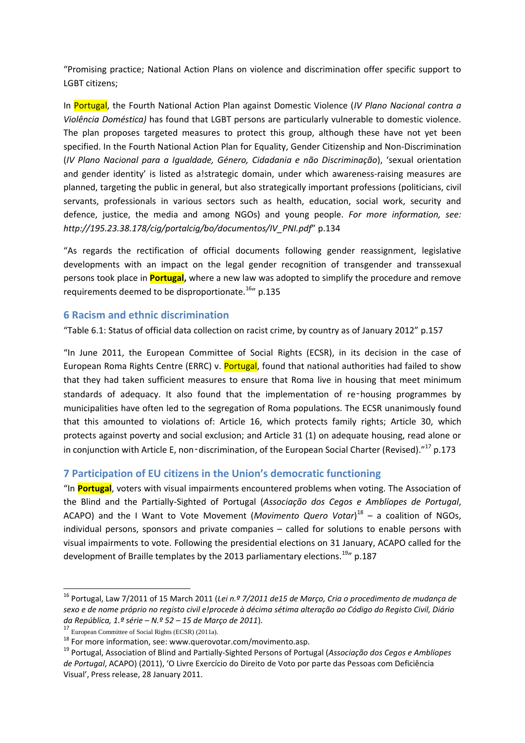"Promising practice; National Action Plans on violence and discrimination offer specific support to LGBT citizens;

In Portugal, the Fourth National Action Plan against Domestic Violence (*IV Plano Nacional contra a Violência Doméstica)* has found that LGBT persons are particularly vulnerable to domestic violence. The plan proposes targeted measures to protect this group, although these have not yet been specified. In the Fourth National Action Plan for Equality, Gender Citizenship and Non-Discrimination (*IV Plano Nacional para a Igualdade, Género, Cidadania e não Discriminação*), 'sexual orientation and gender identity' is listed as a!strategic domain, under which awareness-raising measures are planned, targeting the public in general, but also strategically important professions (politicians, civil servants, professionals in various sectors such as health, education, social work, security and defence, justice, the media and among NGOs) and young people. *For more information, see: http://195.23.38.178/cig/portalcig/bo/documentos/IV_PNI.pdf*" p.134

"As regards the rectification of official documents following gender reassignment, legislative developments with an impact on the legal gender recognition of transgender and transsexual persons took place in **Portugal,** where a new law was adopted to simplify the procedure and remove requirements deemed to be disproportionate.[16]" p.135

## 6 Racism and ethnic discrimination

"Table 6.1: Status of official data collection on racist crime, by country as of January 2012" p.157

"In June 2011, the European Committee of Social Rights (ECSR), in its decision in the case of European Roma Rights Centre (ERRC) v. Portugal, found that national authorities had failed to show that they had taken sufficient measures to ensure that Roma live in housing that meet minimum standards of adequacy. It also found that the implementation of re-housing programmes by municipalities have often led to the segregation of Roma populations. The ECSR unanimously found that this amounted to violations of: Article 16, which protects family rights; Article 30, which protects against poverty and social exclusion; and Article 31 (1) on adequate housing, read alone or in conjunction with Article E, non-discrimination, of the European Social Charter (Revised)."[17] p.173

## 7 Participation of EU citizens in the Union's democratic functioning

"In **Portugal**, voters with visual impairments encountered problems when voting. The Association of the Blind and the Partially-Sighted of Portugal (*Associação dos Cegos e Amblíopes de Portugal*, ACAPO) and the I Want to Vote Movement (*Movimento Quero Votar*)[18] – a coalition of NGOs, individual persons, sponsors and private companies – called for solutions to enable persons with visual impairments to vote. Following the presidential elections on 31 January, ACAPO called for the development of Braille templates by the 2013 parliamentary elections.[19]" p.187

---

[16] Portugal, Law 7/2011 of 15 March 2011 (*Lei n.º 7/2011 de15 de Março, Cria o procedimento de mudança de sexo e de nome próprio no registo civil e!procede à décima sétima alteração ao Código do Registo Civil, Diário da República, 1.ª série – N.º 52 – 15 de Março de 2011*).

[17] European Committee of Social Rights (ECSR) (2011a).

[18] For more information, see: www.querovotar.com/movimento.asp.

[19] Portugal, Association of Blind and Partially-Sighted Persons of Portugal (*Associação dos Cegos e Amblíopes de Portugal*, ACAPO) (2011), 'O Livre Exercício do Direito de Voto por parte das Pessoas com Deficiência Visual', Press release, 28 January 2011.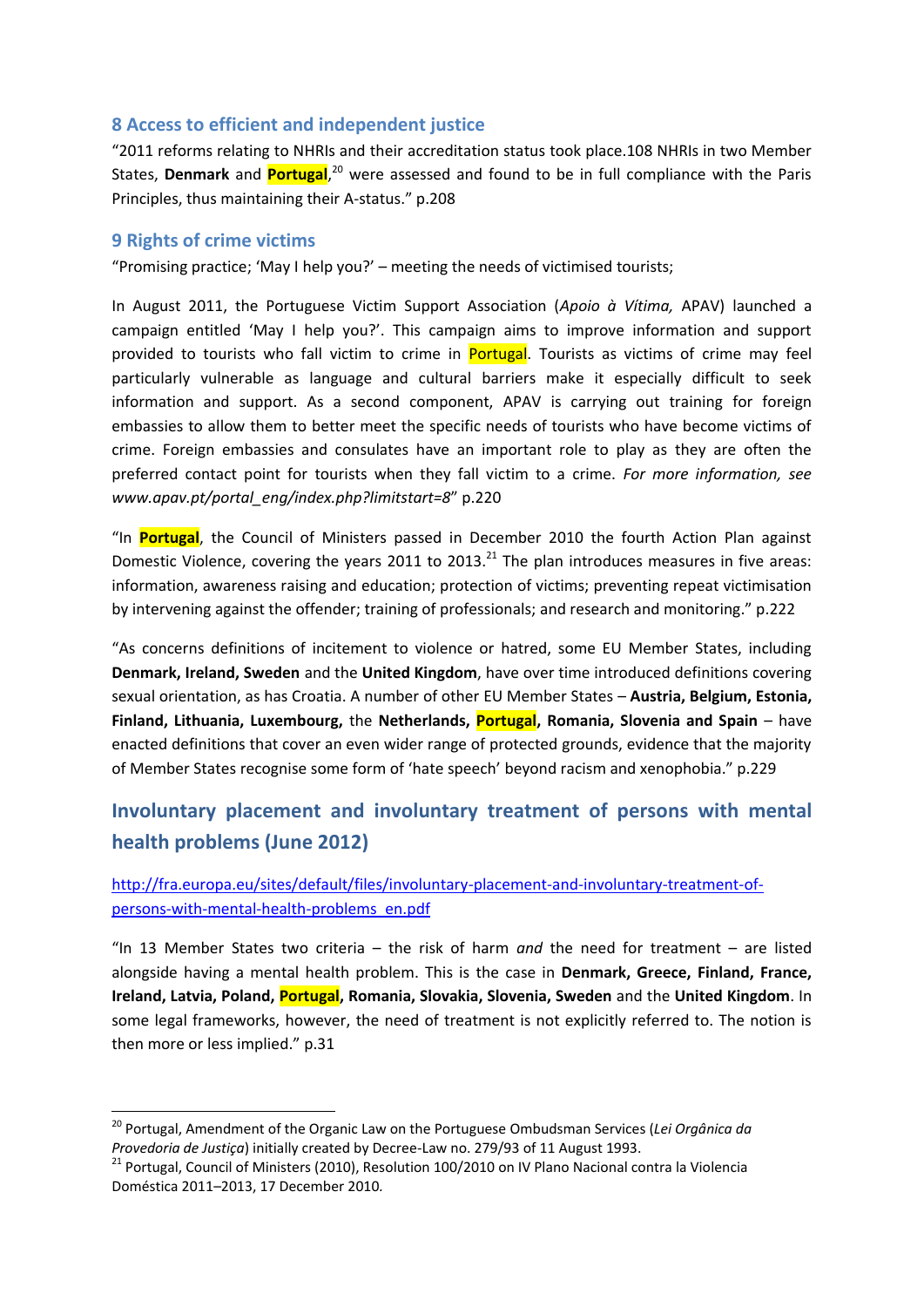## 8 Access to efficient and independent justice

"2011 reforms relating to NHRIs and their accreditation status took place.108 NHRIs in two Member States, **Denmark** and **Portugal**,[20] were assessed and found to be in full compliance with the Paris Principles, thus maintaining their A-status." p.208

## 9 Rights of crime victims

"Promising practice; 'May I help you?' – meeting the needs of victimised tourists;

In August 2011, the Portuguese Victim Support Association (*Apoio à Vítima,* APAV) launched a campaign entitled 'May I help you?'. This campaign aims to improve information and support provided to tourists who fall victim to crime in Portugal. Tourists as victims of crime may feel particularly vulnerable as language and cultural barriers make it especially difficult to seek information and support. As a second component, APAV is carrying out training for foreign embassies to allow them to better meet the specific needs of tourists who have become victims of crime. Foreign embassies and consulates have an important role to play as they are often the preferred contact point for tourists when they fall victim to a crime. *For more information, see www.apav.pt/portal_eng/index.php?limitstart=8*" p.220

"In **Portugal**, the Council of Ministers passed in December 2010 the fourth Action Plan against Domestic Violence, covering the years 2011 to 2013.[21] The plan introduces measures in five areas: information, awareness raising and education; protection of victims; preventing repeat victimisation by intervening against the offender; training of professionals; and research and monitoring." p.222

"As concerns definitions of incitement to violence or hatred, some EU Member States, including **Denmark, Ireland, Sweden** and the **United Kingdom**, have over time introduced definitions covering sexual orientation, as has Croatia. A number of other EU Member States – **Austria, Belgium, Estonia, Finland, Lithuania, Luxembourg,** the **Netherlands, Portugal, Romania, Slovenia and Spain** – have enacted definitions that cover an even wider range of protected grounds, evidence that the majority of Member States recognise some form of 'hate speech' beyond racism and xenophobia." p.229

# Involuntary placement and involuntary treatment of persons with mental health problems (June 2012)

http://fra.europa.eu/sites/default/files/involuntary-placement-and-involuntary-treatment-of-persons-with-mental-health-problems_en.pdf

"In 13 Member States two criteria – the risk of harm *and* the need for treatment – are listed alongside having a mental health problem. This is the case in **Denmark, Greece, Finland, France, Ireland, Latvia, Poland, Portugal, Romania, Slovakia, Slovenia, Sweden** and the **United Kingdom**. In some legal frameworks, however, the need of treatment is not explicitly referred to. The notion is then more or less implied." p.31

---

[20] Portugal, Amendment of the Organic Law on the Portuguese Ombudsman Services (*Lei Orgânica da Provedoria de Justiça*) initially created by Decree-Law no. 279/93 of 11 August 1993.

[21] Portugal, Council of Ministers (2010), Resolution 100/2010 on IV Plano Nacional contra la Violencia Doméstica 2011–2013, 17 December 2010.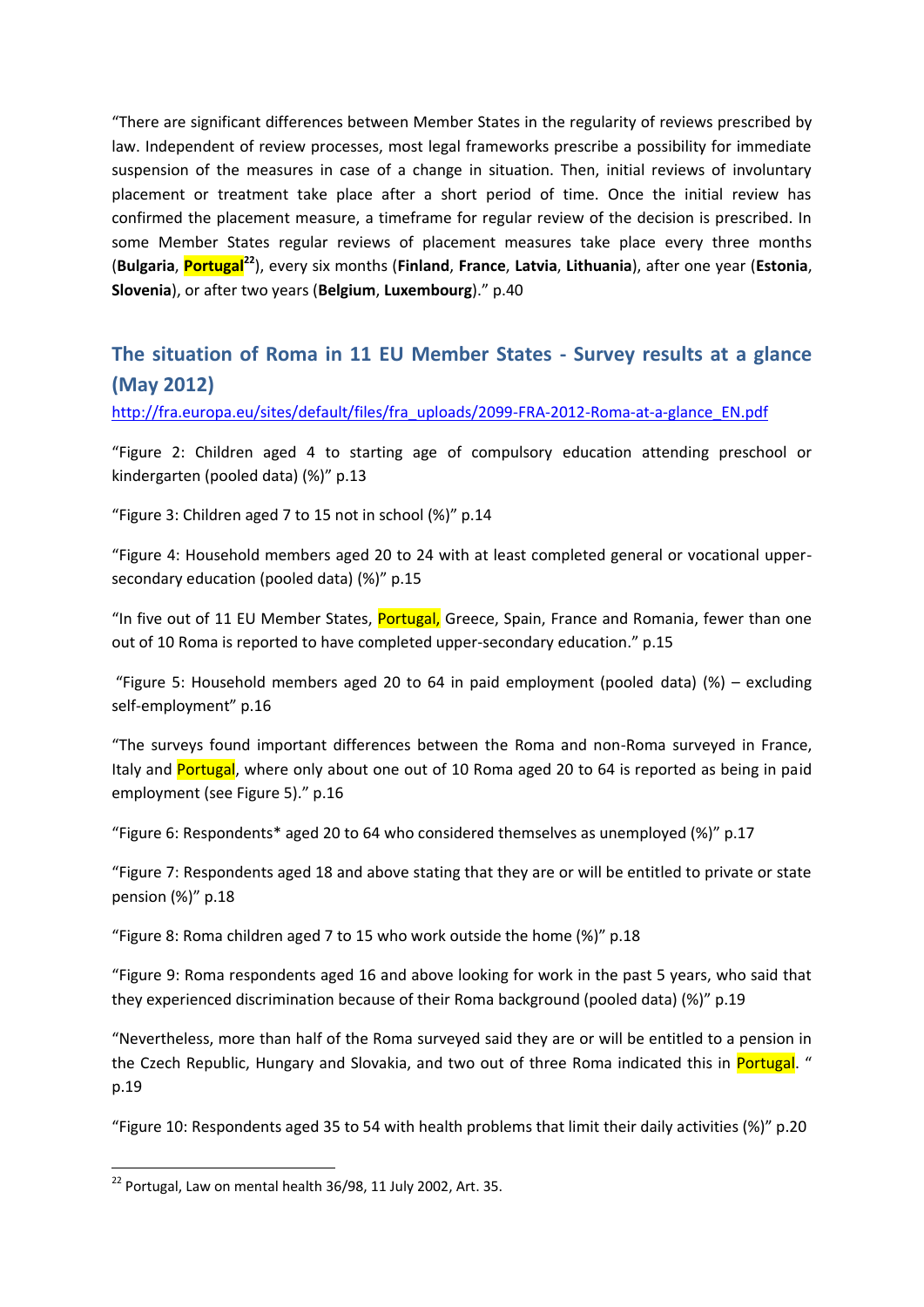"There are significant differences between Member States in the regularity of reviews prescribed by law. Independent of review processes, most legal frameworks prescribe a possibility for immediate suspension of the measures in case of a change in situation. Then, initial reviews of involuntary placement or treatment take place after a short period of time. Once the initial review has confirmed the placement measure, a timeframe for regular review of the decision is prescribed. In some Member States regular reviews of placement measures take place every three months (**Bulgaria**, **Portugal**[22]), every six months (**Finland**, **France**, **Latvia**, **Lithuania**), after one year (**Estonia**, **Slovenia**), or after two years (**Belgium**, **Luxembourg**)." p.40

## The situation of Roma in 11 EU Member States - Survey results at a glance (May 2012)

http://fra.europa.eu/sites/default/files/fra_uploads/2099-FRA-2012-Roma-at-a-glance_EN.pdf

"Figure 2: Children aged 4 to starting age of compulsory education attending preschool or kindergarten (pooled data) (%)" p.13

"Figure 3: Children aged 7 to 15 not in school (%)" p.14

"Figure 4: Household members aged 20 to 24 with at least completed general or vocational upper-secondary education (pooled data) (%)" p.15

"In five out of 11 EU Member States, Portugal, Greece, Spain, France and Romania, fewer than one out of 10 Roma is reported to have completed upper-secondary education." p.15

"Figure 5: Household members aged 20 to 64 in paid employment (pooled data) (%) – excluding self-employment" p.16

"The surveys found important differences between the Roma and non-Roma surveyed in France, Italy and Portugal, where only about one out of 10 Roma aged 20 to 64 is reported as being in paid employment (see Figure 5)." p.16

"Figure 6: Respondents* aged 20 to 64 who considered themselves as unemployed (%)" p.17

"Figure 7: Respondents aged 18 and above stating that they are or will be entitled to private or state pension (%)" p.18

"Figure 8: Roma children aged 7 to 15 who work outside the home (%)" p.18

"Figure 9: Roma respondents aged 16 and above looking for work in the past 5 years, who said that they experienced discrimination because of their Roma background (pooled data) (%)" p.19

"Nevertheless, more than half of the Roma surveyed said they are or will be entitled to a pension in the Czech Republic, Hungary and Slovakia, and two out of three Roma indicated this in Portugal. " p.19

"Figure 10: Respondents aged 35 to 54 with health problems that limit their daily activities (%)" p.20

[22] Portugal, Law on mental health 36/98, 11 July 2002, Art. 35.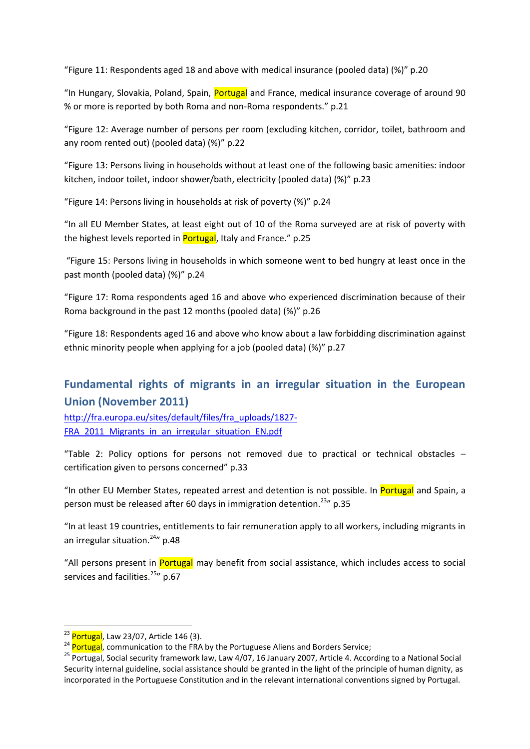"Figure 11: Respondents aged 18 and above with medical insurance (pooled data) (%)" p.20

"In Hungary, Slovakia, Poland, Spain, Portugal and France, medical insurance coverage of around 90 % or more is reported by both Roma and non-Roma respondents." p.21

"Figure 12: Average number of persons per room (excluding kitchen, corridor, toilet, bathroom and any room rented out) (pooled data) (%)" p.22

"Figure 13: Persons living in households without at least one of the following basic amenities: indoor kitchen, indoor toilet, indoor shower/bath, electricity (pooled data) (%)" p.23

"Figure 14: Persons living in households at risk of poverty (%)" p.24

"In all EU Member States, at least eight out of 10 of the Roma surveyed are at risk of poverty with the highest levels reported in Portugal, Italy and France." p.25

"Figure 15: Persons living in households in which someone went to bed hungry at least once in the past month (pooled data) (%)" p.24

"Figure 17: Roma respondents aged 16 and above who experienced discrimination because of their Roma background in the past 12 months (pooled data) (%)" p.26

"Figure 18: Respondents aged 16 and above who know about a law forbidding discrimination against ethnic minority people when applying for a job (pooled data) (%)" p.27

## Fundamental rights of migrants in an irregular situation in the European Union (November 2011)

http://fra.europa.eu/sites/default/files/fra_uploads/1827-FRA_2011_Migrants_in_an_irregular_situation_EN.pdf

"Table 2: Policy options for persons not removed due to practical or technical obstacles – certification given to persons concerned" p.33

"In other EU Member States, repeated arrest and detention is not possible. In Portugal and Spain, a person must be released after 60 days in immigration detention.[23]" p.35

"In at least 19 countries, entitlements to fair remuneration apply to all workers, including migrants in an irregular situation.[24]" p.48

"All persons present in Portugal may benefit from social assistance, which includes access to social services and facilities.[25]" p.67

---

[23] Portugal, Law 23/07, Article 146 (3).

[24] Portugal, communication to the FRA by the Portuguese Aliens and Borders Service;

[25] Portugal, Social security framework law, Law 4/07, 16 January 2007, Article 4. According to a National Social Security internal guideline, social assistance should be granted in the light of the principle of human dignity, as incorporated in the Portuguese Constitution and in the relevant international conventions signed by Portugal.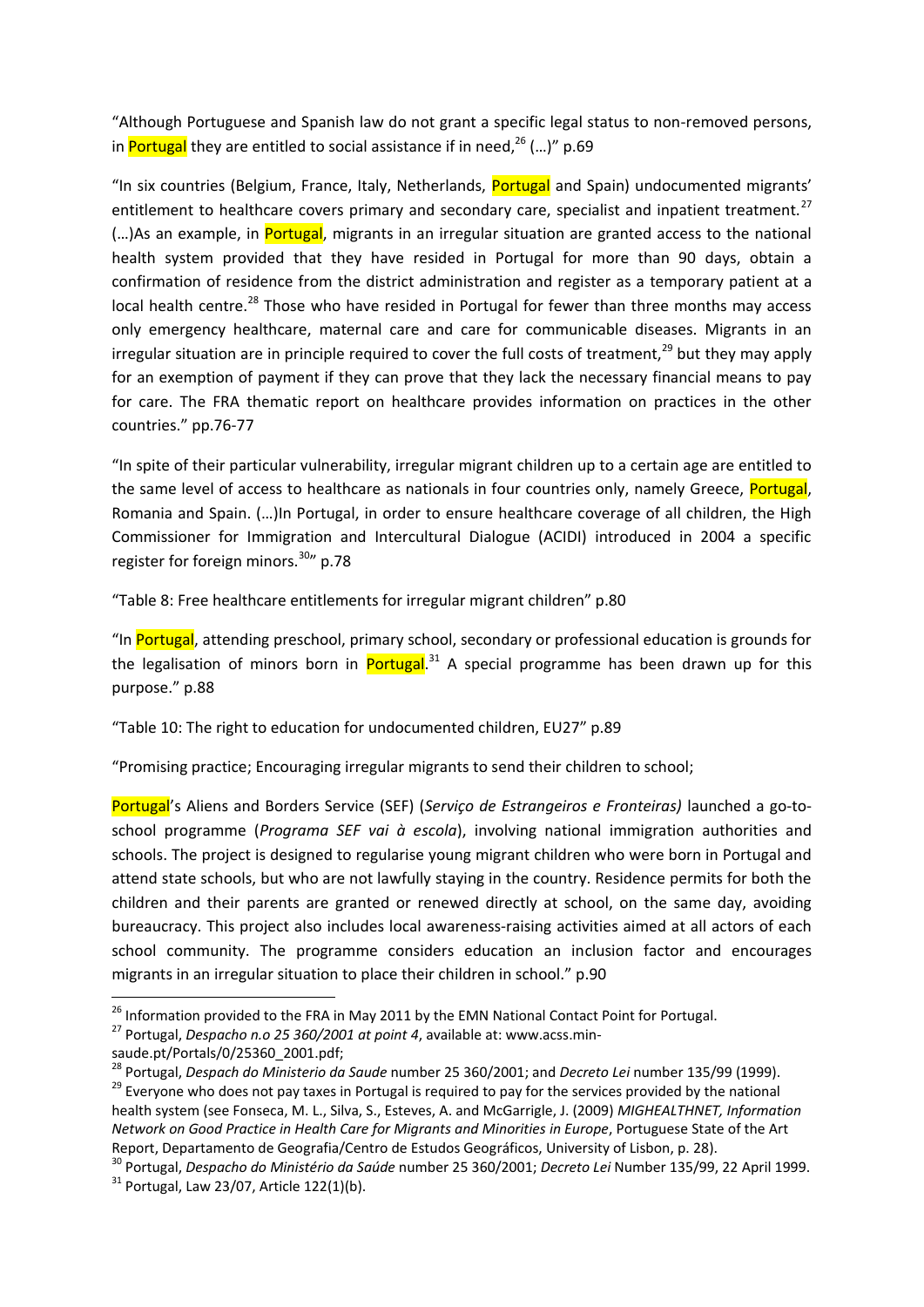"Although Portuguese and Spanish law do not grant a specific legal status to non-removed persons, in Portugal they are entitled to social assistance if in need,[26] (…)" p.69

"In six countries (Belgium, France, Italy, Netherlands, Portugal and Spain) undocumented migrants' entitlement to healthcare covers primary and secondary care, specialist and inpatient treatment.[27] (…)As an example, in Portugal, migrants in an irregular situation are granted access to the national health system provided that they have resided in Portugal for more than 90 days, obtain a confirmation of residence from the district administration and register as a temporary patient at a local health centre.[28] Those who have resided in Portugal for fewer than three months may access only emergency healthcare, maternal care and care for communicable diseases. Migrants in an irregular situation are in principle required to cover the full costs of treatment,[29] but they may apply for an exemption of payment if they can prove that they lack the necessary financial means to pay for care. The FRA thematic report on healthcare provides information on practices in the other countries." pp.76-77

"In spite of their particular vulnerability, irregular migrant children up to a certain age are entitled to the same level of access to healthcare as nationals in four countries only, namely Greece, Portugal, Romania and Spain. (…)In Portugal, in order to ensure healthcare coverage of all children, the High Commissioner for Immigration and Intercultural Dialogue (ACIDI) introduced in 2004 a specific register for foreign minors.[30]" p.78

"Table 8: Free healthcare entitlements for irregular migrant children" p.80

"In Portugal, attending preschool, primary school, secondary or professional education is grounds for the legalisation of minors born in Portugal.[31] A special programme has been drawn up for this purpose." p.88

"Table 10: The right to education for undocumented children, EU27" p.89

"Promising practice; Encouraging irregular migrants to send their children to school;

Portugal's Aliens and Borders Service (SEF) (*Serviço de Estrangeiros e Fronteiras)* launched a go-to-school programme (*Programa SEF vai à escola*), involving national immigration authorities and schools. The project is designed to regularise young migrant children who were born in Portugal and attend state schools, but who are not lawfully staying in the country. Residence permits for both the children and their parents are granted or renewed directly at school, on the same day, avoiding bureaucracy. This project also includes local awareness-raising activities aimed at all actors of each school community. The programme considers education an inclusion factor and encourages migrants in an irregular situation to place their children in school." p.90

---

[26] Information provided to the FRA in May 2011 by the EMN National Contact Point for Portugal.

[27] Portugal, *Despacho n.o 25 360/2001 at point 4*, available at: www.acss.min-saude.pt/Portals/0/25360_2001.pdf;

[28] Portugal, *Despach do Ministerio da Saude* number 25 360/2001; and *Decreto Lei* number 135/99 (1999).

[29] Everyone who does not pay taxes in Portugal is required to pay for the services provided by the national health system (see Fonseca, M. L., Silva, S., Esteves, A. and McGarrigle, J. (2009) *MIGHEALTHNET, Information Network on Good Practice in Health Care for Migrants and Minorities in Europe*, Portuguese State of the Art Report, Departamento de Geografia/Centro de Estudos Geográficos, University of Lisbon, p. 28).

[30] Portugal, *Despacho do Ministério da Saúde* number 25 360/2001; *Decreto Lei* Number 135/99, 22 April 1999.

[31] Portugal, Law 23/07, Article 122(1)(b).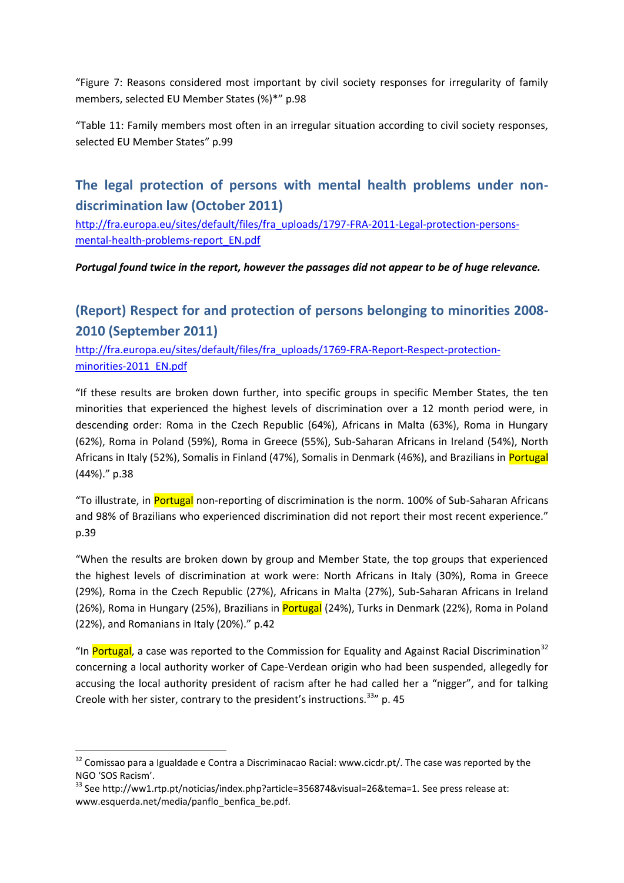"Figure 7: Reasons considered most important by civil society responses for irregularity of family members, selected EU Member States (%)*" p.98

"Table 11: Family members most often in an irregular situation according to civil society responses, selected EU Member States" p.99

## The legal protection of persons with mental health problems under non-discrimination law (October 2011)

http://fra.europa.eu/sites/default/files/fra_uploads/1797-FRA-2011-Legal-protection-persons-mental-health-problems-report_EN.pdf

***Portugal found twice in the report, however the passages did not appear to be of huge relevance.***

## (Report) Respect for and protection of persons belonging to minorities 2008-2010 (September 2011)

http://fra.europa.eu/sites/default/files/fra_uploads/1769-FRA-Report-Respect-protection-minorities-2011_EN.pdf

"If these results are broken down further, into specific groups in specific Member States, the ten minorities that experienced the highest levels of discrimination over a 12 month period were, in descending order: Roma in the Czech Republic (64%), Africans in Malta (63%), Roma in Hungary (62%), Roma in Poland (59%), Roma in Greece (55%), Sub-Saharan Africans in Ireland (54%), North Africans in Italy (52%), Somalis in Finland (47%), Somalis in Denmark (46%), and Brazilians in Portugal (44%)." p.38

"To illustrate, in Portugal non-reporting of discrimination is the norm. 100% of Sub-Saharan Africans and 98% of Brazilians who experienced discrimination did not report their most recent experience." p.39

"When the results are broken down by group and Member State, the top groups that experienced the highest levels of discrimination at work were: North Africans in Italy (30%), Roma in Greece (29%), Roma in the Czech Republic (27%), Africans in Malta (27%), Sub-Saharan Africans in Ireland (26%), Roma in Hungary (25%), Brazilians in Portugal (24%), Turks in Denmark (22%), Roma in Poland (22%), and Romanians in Italy (20%)." p.42

"In Portugal, a case was reported to the Commission for Equality and Against Racial Discrimination[32] concerning a local authority worker of Cape-Verdean origin who had been suspended, allegedly for accusing the local authority president of racism after he had called her a "nigger", and for talking Creole with her sister, contrary to the president's instructions.[33]" p. 45

---

[32] Comissao para a Igualdade e Contra a Discriminacao Racial: www.cicdr.pt/. The case was reported by the NGO 'SOS Racism'.

[33] See http://ww1.rtp.pt/noticias/index.php?article=356874&visual=26&tema=1. See press release at: www.esquerda.net/media/panflo_benfica_be.pdf.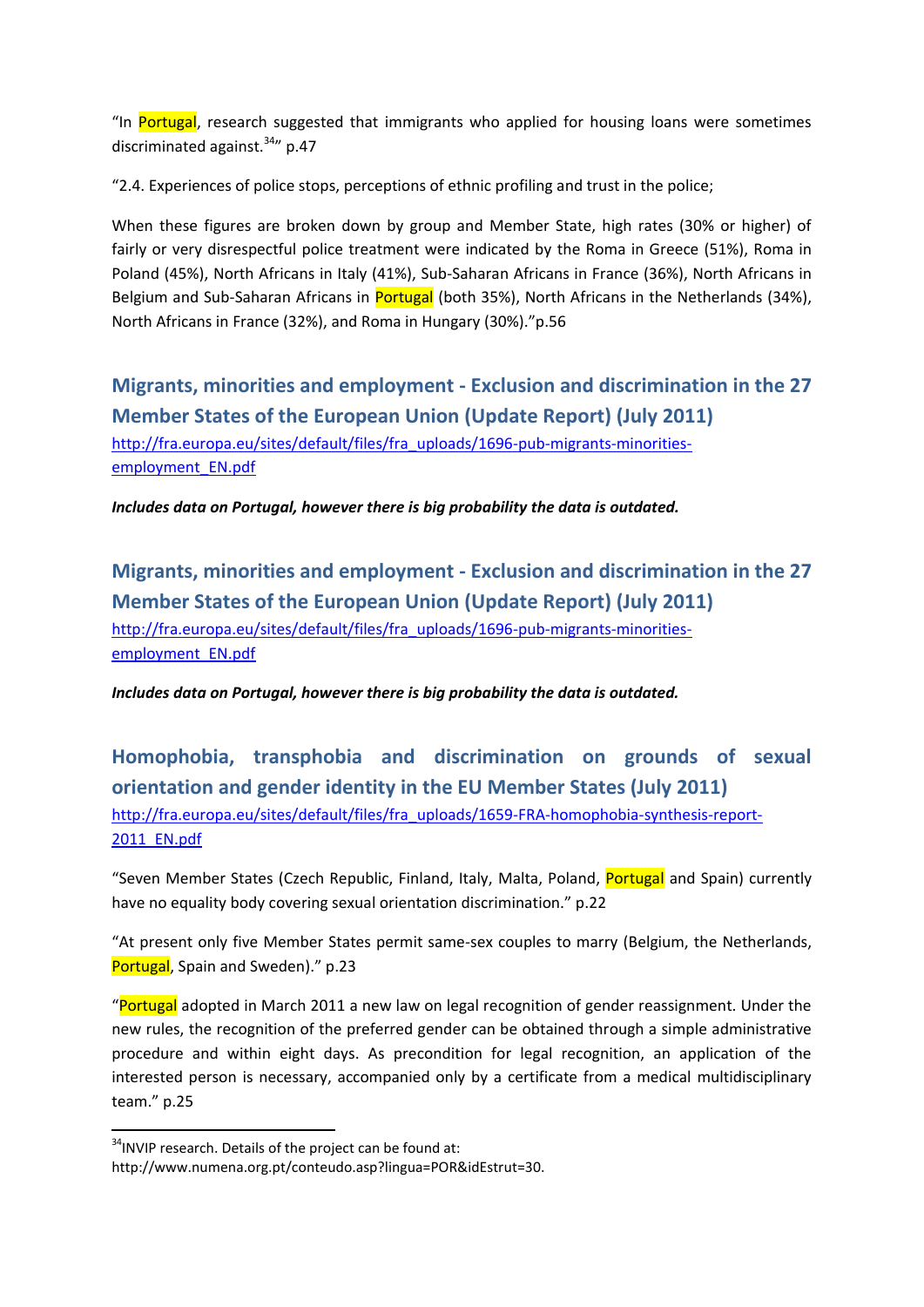"In Portugal, research suggested that immigrants who applied for housing loans were sometimes discriminated against.[34]" p.47

"2.4. Experiences of police stops, perceptions of ethnic profiling and trust in the police;

When these figures are broken down by group and Member State, high rates (30% or higher) of fairly or very disrespectful police treatment were indicated by the Roma in Greece (51%), Roma in Poland (45%), North Africans in Italy (41%), Sub-Saharan Africans in France (36%), North Africans in Belgium and Sub-Saharan Africans in Portugal (both 35%), North Africans in the Netherlands (34%), North Africans in France (32%), and Roma in Hungary (30%)."p.56

## Migrants, minorities and employment - Exclusion and discrimination in the 27 Member States of the European Union (Update Report) (July 2011)

http://fra.europa.eu/sites/default/files/fra_uploads/1696-pub-migrants-minorities-employment_EN.pdf

***Includes data on Portugal, however there is big probability the data is outdated.***

## Migrants, minorities and employment - Exclusion and discrimination in the 27 Member States of the European Union (Update Report) (July 2011)

http://fra.europa.eu/sites/default/files/fra_uploads/1696-pub-migrants-minorities-employment_EN.pdf

***Includes data on Portugal, however there is big probability the data is outdated.***

## Homophobia, transphobia and discrimination on grounds of sexual orientation and gender identity in the EU Member States (July 2011)

http://fra.europa.eu/sites/default/files/fra_uploads/1659-FRA-homophobia-synthesis-report-2011_EN.pdf

"Seven Member States (Czech Republic, Finland, Italy, Malta, Poland, Portugal and Spain) currently have no equality body covering sexual orientation discrimination." p.22

"At present only five Member States permit same-sex couples to marry (Belgium, the Netherlands, Portugal, Spain and Sweden)." p.23

"Portugal adopted in March 2011 a new law on legal recognition of gender reassignment. Under the new rules, the recognition of the preferred gender can be obtained through a simple administrative procedure and within eight days. As precondition for legal recognition, an application of the interested person is necessary, accompanied only by a certificate from a medical multidisciplinary team." p.25

---

[34] INVIP research. Details of the project can be found at: http://www.numena.org.pt/conteudo.asp?lingua=POR&idEstrut=30.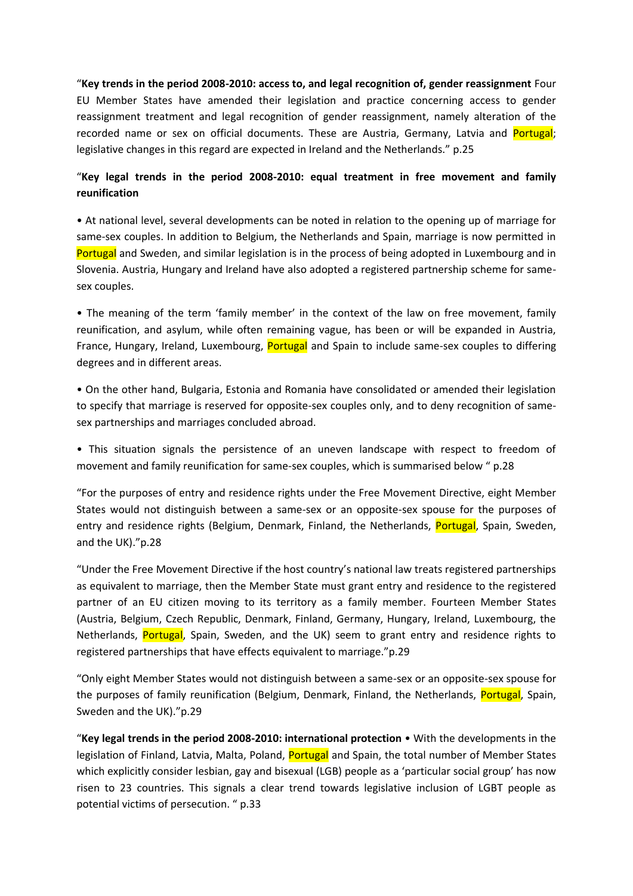"**Key trends in the period 2008-2010: access to, and legal recognition of, gender reassignment** Four EU Member States have amended their legislation and practice concerning access to gender reassignment treatment and legal recognition of gender reassignment, namely alteration of the recorded name or sex on official documents. These are Austria, Germany, Latvia and Portugal; legislative changes in this regard are expected in Ireland and the Netherlands." p.25

"**Key legal trends in the period 2008-2010: equal treatment in free movement and family reunification**

• At national level, several developments can be noted in relation to the opening up of marriage for same-sex couples. In addition to Belgium, the Netherlands and Spain, marriage is now permitted in Portugal and Sweden, and similar legislation is in the process of being adopted in Luxembourg and in Slovenia. Austria, Hungary and Ireland have also adopted a registered partnership scheme for same-sex couples.

• The meaning of the term 'family member' in the context of the law on free movement, family reunification, and asylum, while often remaining vague, has been or will be expanded in Austria, France, Hungary, Ireland, Luxembourg, Portugal and Spain to include same-sex couples to differing degrees and in different areas.

• On the other hand, Bulgaria, Estonia and Romania have consolidated or amended their legislation to specify that marriage is reserved for opposite-sex couples only, and to deny recognition of same-sex partnerships and marriages concluded abroad.

• This situation signals the persistence of an uneven landscape with respect to freedom of movement and family reunification for same-sex couples, which is summarised below " p.28

"For the purposes of entry and residence rights under the Free Movement Directive, eight Member States would not distinguish between a same-sex or an opposite-sex spouse for the purposes of entry and residence rights (Belgium, Denmark, Finland, the Netherlands, Portugal, Spain, Sweden, and the UK)."p.28

"Under the Free Movement Directive if the host country's national law treats registered partnerships as equivalent to marriage, then the Member State must grant entry and residence to the registered partner of an EU citizen moving to its territory as a family member. Fourteen Member States (Austria, Belgium, Czech Republic, Denmark, Finland, Germany, Hungary, Ireland, Luxembourg, the Netherlands, Portugal, Spain, Sweden, and the UK) seem to grant entry and residence rights to registered partnerships that have effects equivalent to marriage."p.29

"Only eight Member States would not distinguish between a same-sex or an opposite-sex spouse for the purposes of family reunification (Belgium, Denmark, Finland, the Netherlands, Portugal, Spain, Sweden and the UK)."p.29

"**Key legal trends in the period 2008-2010: international protection** • With the developments in the legislation of Finland, Latvia, Malta, Poland, Portugal and Spain, the total number of Member States which explicitly consider lesbian, gay and bisexual (LGB) people as a 'particular social group' has now risen to 23 countries. This signals a clear trend towards legislative inclusion of LGBT people as potential victims of persecution. " p.33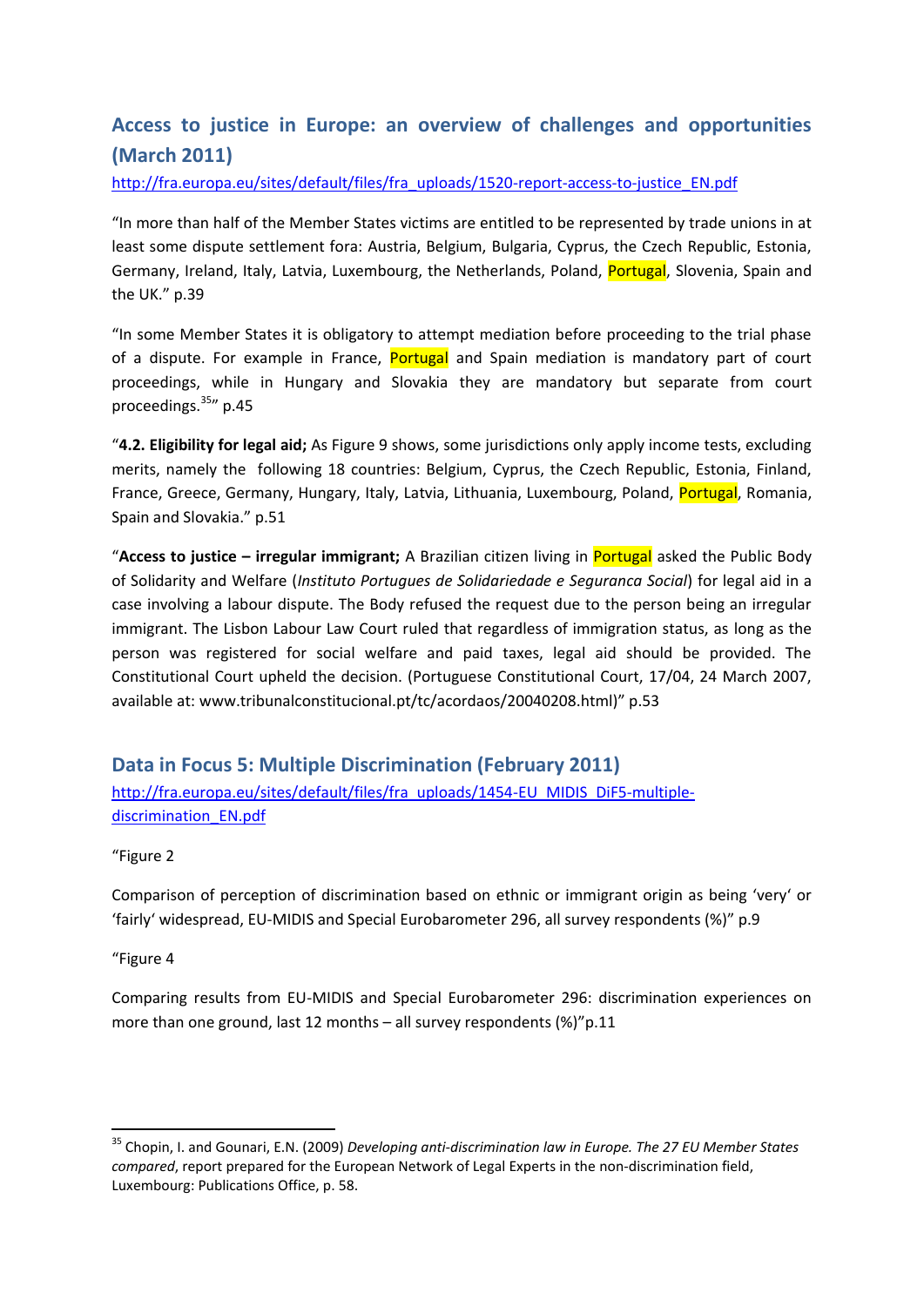## Access to justice in Europe: an overview of challenges and opportunities (March 2011)

http://fra.europa.eu/sites/default/files/fra_uploads/1520-report-access-to-justice_EN.pdf

"In more than half of the Member States victims are entitled to be represented by trade unions in at least some dispute settlement fora: Austria, Belgium, Bulgaria, Cyprus, the Czech Republic, Estonia, Germany, Ireland, Italy, Latvia, Luxembourg, the Netherlands, Poland, Portugal, Slovenia, Spain and the UK." p.39

"In some Member States it is obligatory to attempt mediation before proceeding to the trial phase of a dispute. For example in France, Portugal and Spain mediation is mandatory part of court proceedings, while in Hungary and Slovakia they are mandatory but separate from court proceedings.[35]" p.45

"**4.2. Eligibility for legal aid;** As Figure 9 shows, some jurisdictions only apply income tests, excluding merits, namely the following 18 countries: Belgium, Cyprus, the Czech Republic, Estonia, Finland, France, Greece, Germany, Hungary, Italy, Latvia, Lithuania, Luxembourg, Poland, Portugal, Romania, Spain and Slovakia." p.51

"**Access to justice – irregular immigrant;** A Brazilian citizen living in Portugal asked the Public Body of Solidarity and Welfare (*Instituto Portugues de Solidariedade e Seguranca Social*) for legal aid in a case involving a labour dispute. The Body refused the request due to the person being an irregular immigrant. The Lisbon Labour Law Court ruled that regardless of immigration status, as long as the person was registered for social welfare and paid taxes, legal aid should be provided. The Constitutional Court upheld the decision. (Portuguese Constitutional Court, 17/04, 24 March 2007, available at: www.tribunalconstitucional.pt/tc/acordaos/20040208.html)" p.53

## Data in Focus 5: Multiple Discrimination (February 2011)

http://fra.europa.eu/sites/default/files/fra_uploads/1454-EU_MIDIS_DiF5-multiple-discrimination_EN.pdf

"Figure 2

Comparison of perception of discrimination based on ethnic or immigrant origin as being 'very' or 'fairly' widespread, EU-MIDIS and Special Eurobarometer 296, all survey respondents (%)" p.9

"Figure 4

Comparing results from EU-MIDIS and Special Eurobarometer 296: discrimination experiences on more than one ground, last 12 months – all survey respondents (%)"p.11

---

[35] Chopin, I. and Gounari, E.N. (2009) *Developing anti-discrimination law in Europe. The 27 EU Member States compared*, report prepared for the European Network of Legal Experts in the non-discrimination field, Luxembourg: Publications Office, p. 58.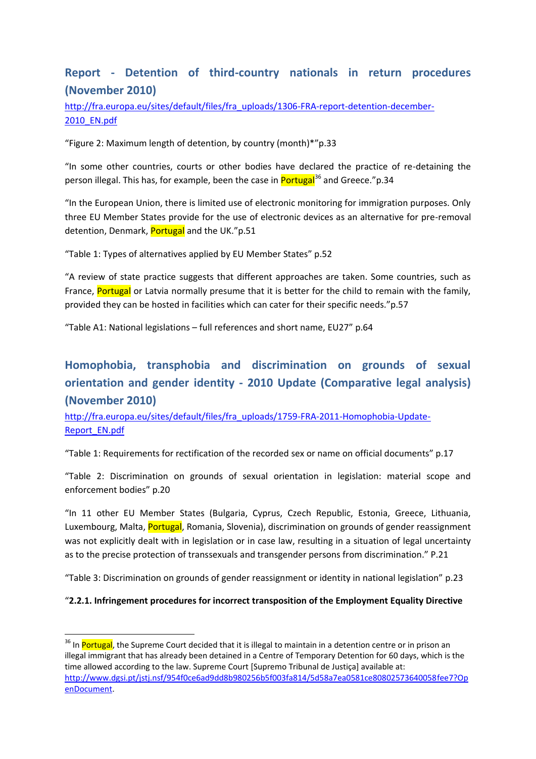## Report - Detention of third-country nationals in return procedures (November 2010)

http://fra.europa.eu/sites/default/files/fra_uploads/1306-FRA-report-detention-december-2010_EN.pdf

"Figure 2: Maximum length of detention, by country (month)*"p.33

"In some other countries, courts or other bodies have declared the practice of re-detaining the person illegal. This has, for example, been the case in Portugal[36] and Greece."p.34

"In the European Union, there is limited use of electronic monitoring for immigration purposes. Only three EU Member States provide for the use of electronic devices as an alternative for pre-removal detention, Denmark, Portugal and the UK."p.51

"Table 1: Types of alternatives applied by EU Member States" p.52

"A review of state practice suggests that different approaches are taken. Some countries, such as France, Portugal or Latvia normally presume that it is better for the child to remain with the family, provided they can be hosted in facilities which can cater for their specific needs."p.57

"Table A1: National legislations – full references and short name, EU27" p.64

## Homophobia, transphobia and discrimination on grounds of sexual orientation and gender identity - 2010 Update (Comparative legal analysis) (November 2010)

http://fra.europa.eu/sites/default/files/fra_uploads/1759-FRA-2011-Homophobia-Update-Report_EN.pdf

"Table 1: Requirements for rectification of the recorded sex or name on official documents" p.17

"Table 2: Discrimination on grounds of sexual orientation in legislation: material scope and enforcement bodies" p.20

"In 11 other EU Member States (Bulgaria, Cyprus, Czech Republic, Estonia, Greece, Lithuania, Luxembourg, Malta, Portugal, Romania, Slovenia), discrimination on grounds of gender reassignment was not explicitly dealt with in legislation or in case law, resulting in a situation of legal uncertainty as to the precise protection of transsexuals and transgender persons from discrimination." P.21

"Table 3: Discrimination on grounds of gender reassignment or identity in national legislation" p.23

"**2.2.1. Infringement procedures for incorrect transposition of the Employment Equality Directive**

---

[36] In Portugal, the Supreme Court decided that it is illegal to maintain in a detention centre or in prison an illegal immigrant that has already been detained in a Centre of Temporary Detention for 60 days, which is the time allowed according to the law. Supreme Court [Supremo Tribunal de Justiça] available at: http://www.dgsi.pt/jstj.nsf/954f0ce6ad9dd8b980256b5f003fa814/5d58a7ea0581ce80802573640058fee7?OpenDocument.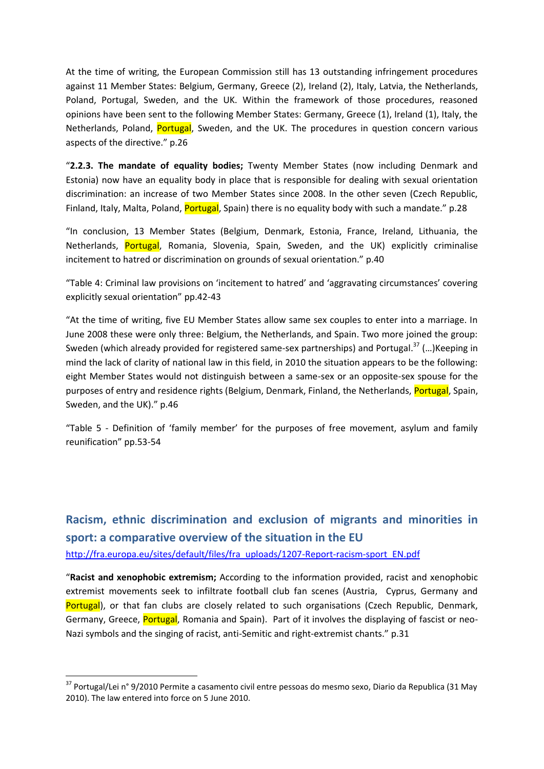At the time of writing, the European Commission still has 13 outstanding infringement procedures against 11 Member States: Belgium, Germany, Greece (2), Ireland (2), Italy, Latvia, the Netherlands, Poland, Portugal, Sweden, and the UK. Within the framework of those procedures, reasoned opinions have been sent to the following Member States: Germany, Greece (1), Ireland (1), Italy, the Netherlands, Poland, Portugal, Sweden, and the UK. The procedures in question concern various aspects of the directive." p.26

"**2.2.3. The mandate of equality bodies;** Twenty Member States (now including Denmark and Estonia) now have an equality body in place that is responsible for dealing with sexual orientation discrimination: an increase of two Member States since 2008. In the other seven (Czech Republic, Finland, Italy, Malta, Poland, Portugal, Spain) there is no equality body with such a mandate." p.28

"In conclusion, 13 Member States (Belgium, Denmark, Estonia, France, Ireland, Lithuania, the Netherlands, Portugal, Romania, Slovenia, Spain, Sweden, and the UK) explicitly criminalise incitement to hatred or discrimination on grounds of sexual orientation." p.40

"Table 4: Criminal law provisions on 'incitement to hatred' and 'aggravating circumstances' covering explicitly sexual orientation" pp.42-43

"At the time of writing, five EU Member States allow same sex couples to enter into a marriage. In June 2008 these were only three: Belgium, the Netherlands, and Spain. Two more joined the group: Sweden (which already provided for registered same-sex partnerships) and Portugal.[37] (…)Keeping in mind the lack of clarity of national law in this field, in 2010 the situation appears to be the following: eight Member States would not distinguish between a same-sex or an opposite-sex spouse for the purposes of entry and residence rights (Belgium, Denmark, Finland, the Netherlands, Portugal, Spain, Sweden, and the UK)." p.46

"Table 5 - Definition of 'family member' for the purposes of free movement, asylum and family reunification" pp.53-54

## Racism, ethnic discrimination and exclusion of migrants and minorities in sport: a comparative overview of the situation in the EU

http://fra.europa.eu/sites/default/files/fra_uploads/1207-Report-racism-sport_EN.pdf

"**Racist and xenophobic extremism;** According to the information provided, racist and xenophobic extremist movements seek to infiltrate football club fan scenes (Austria, Cyprus, Germany and Portugal), or that fan clubs are closely related to such organisations (Czech Republic, Denmark, Germany, Greece, Portugal, Romania and Spain). Part of it involves the displaying of fascist or neo-Nazi symbols and the singing of racist, anti-Semitic and right-extremist chants." p.31

[37] Portugal/Lei n° 9/2010 Permite a casamento civil entre pessoas do mesmo sexo, Diario da Republica (31 May 2010). The law entered into force on 5 June 2010.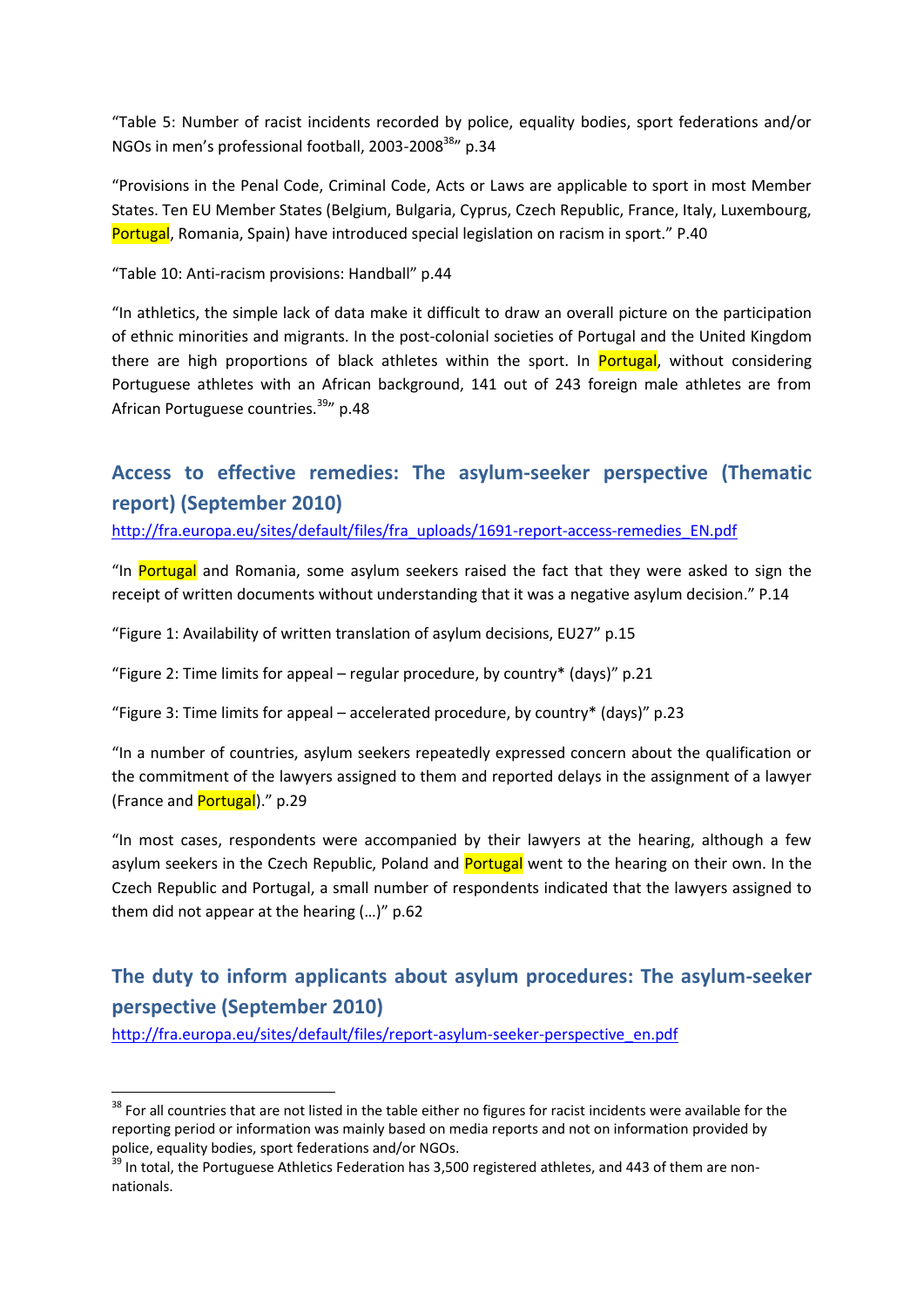"Table 5: Number of racist incidents recorded by police, equality bodies, sport federations and/or NGOs in men's professional football, 2003-2008[38]" p.34

"Provisions in the Penal Code, Criminal Code, Acts or Laws are applicable to sport in most Member States. Ten EU Member States (Belgium, Bulgaria, Cyprus, Czech Republic, France, Italy, Luxembourg, Portugal, Romania, Spain) have introduced special legislation on racism in sport." P.40

"Table 10: Anti-racism provisions: Handball" p.44

"In athletics, the simple lack of data make it difficult to draw an overall picture on the participation of ethnic minorities and migrants. In the post-colonial societies of Portugal and the United Kingdom there are high proportions of black athletes within the sport. In Portugal, without considering Portuguese athletes with an African background, 141 out of 243 foreign male athletes are from African Portuguese countries.[39]" p.48

## Access to effective remedies: The asylum-seeker perspective (Thematic report) (September 2010)

http://fra.europa.eu/sites/default/files/fra_uploads/1691-report-access-remedies_EN.pdf

"In Portugal and Romania, some asylum seekers raised the fact that they were asked to sign the receipt of written documents without understanding that it was a negative asylum decision." P.14

"Figure 1: Availability of written translation of asylum decisions, EU27" p.15

"Figure 2: Time limits for appeal – regular procedure, by country* (days)" p.21

"Figure 3: Time limits for appeal – accelerated procedure, by country* (days)" p.23

"In a number of countries, asylum seekers repeatedly expressed concern about the qualification or the commitment of the lawyers assigned to them and reported delays in the assignment of a lawyer (France and Portugal)." p.29

"In most cases, respondents were accompanied by their lawyers at the hearing, although a few asylum seekers in the Czech Republic, Poland and Portugal went to the hearing on their own. In the Czech Republic and Portugal, a small number of respondents indicated that the lawyers assigned to them did not appear at the hearing (…)" p.62

## The duty to inform applicants about asylum procedures: The asylum-seeker perspective (September 2010)

http://fra.europa.eu/sites/default/files/report-asylum-seeker-perspective_en.pdf

---

[38] For all countries that are not listed in the table either no figures for racist incidents were available for the reporting period or information was mainly based on media reports and not on information provided by police, equality bodies, sport federations and/or NGOs.

[39] In total, the Portuguese Athletics Federation has 3,500 registered athletes, and 443 of them are non-nationals.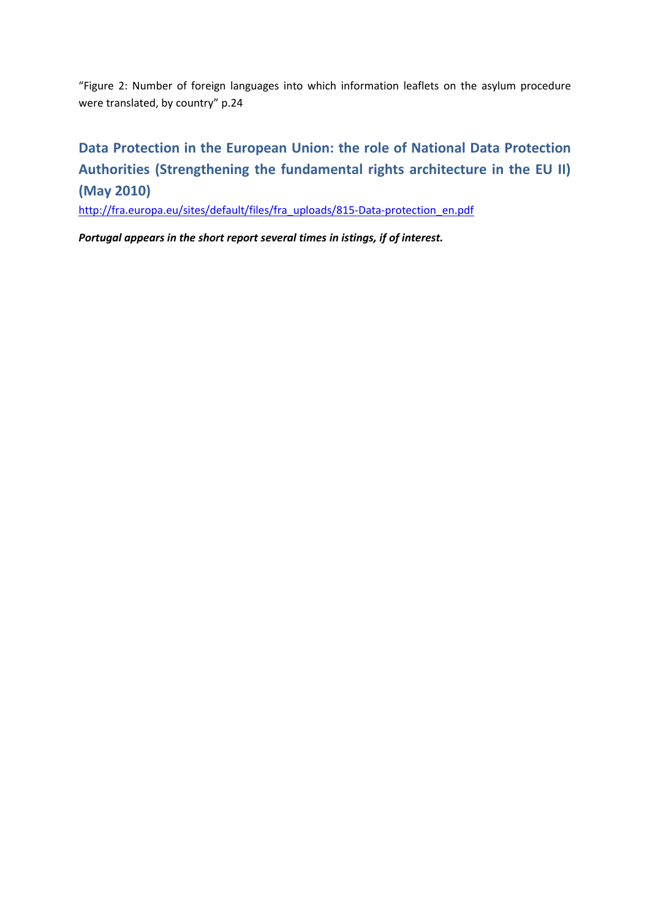"Figure 2: Number of foreign languages into which information leaflets on the asylum procedure were translated, by country" p.24

## Data Protection in the European Union: the role of National Data Protection Authorities (Strengthening the fundamental rights architecture in the EU II) (May 2010)

http://fra.europa.eu/sites/default/files/fra_uploads/815-Data-protection_en.pdf

***Portugal appears in the short report several times in istings, if of interest.***